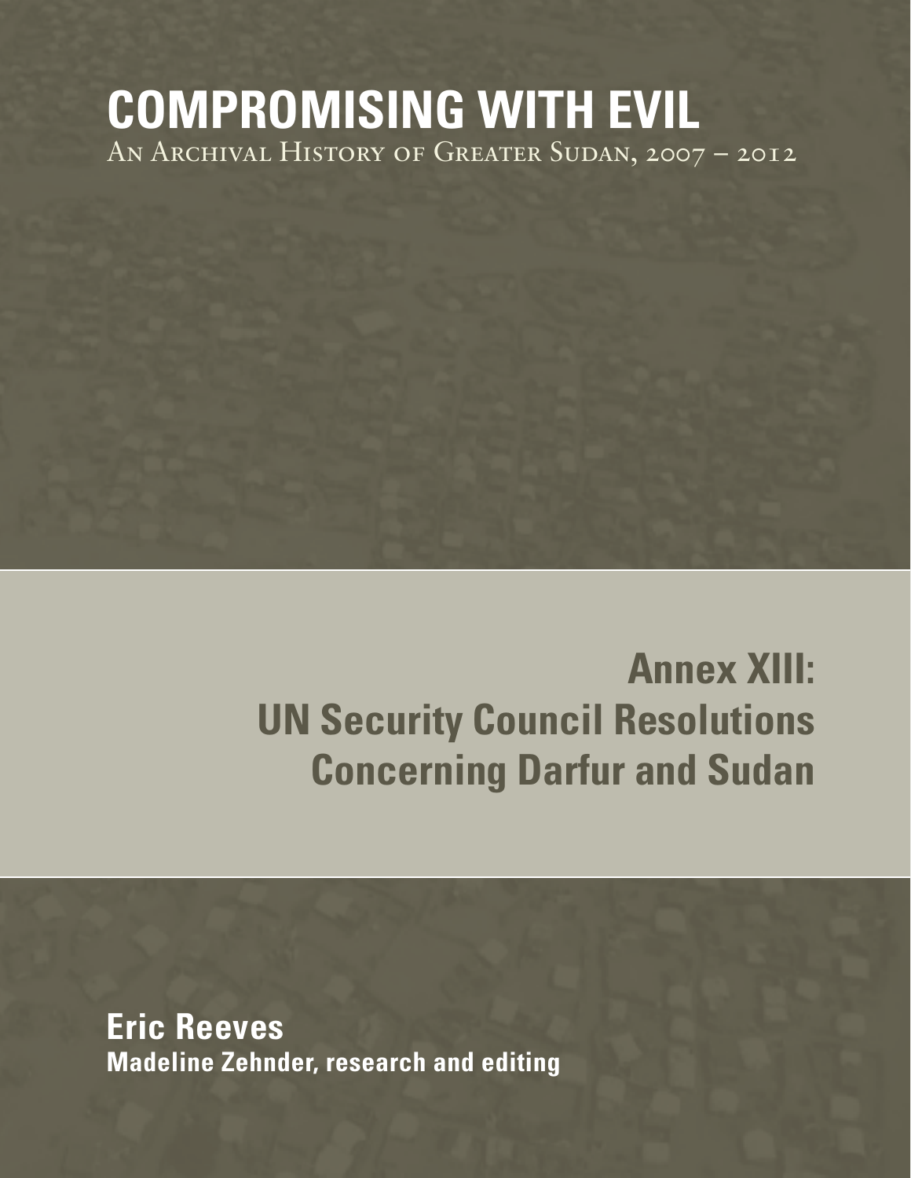# COMPROMISING WITH EVIL

An Archival History of Greater Sudan, 2007 – 2012

## Annex XIII: UN Security Council Resolutions Concerning Darfur and Sudan

**Eric Reeves**

**Madeline Zehnder, research and editing**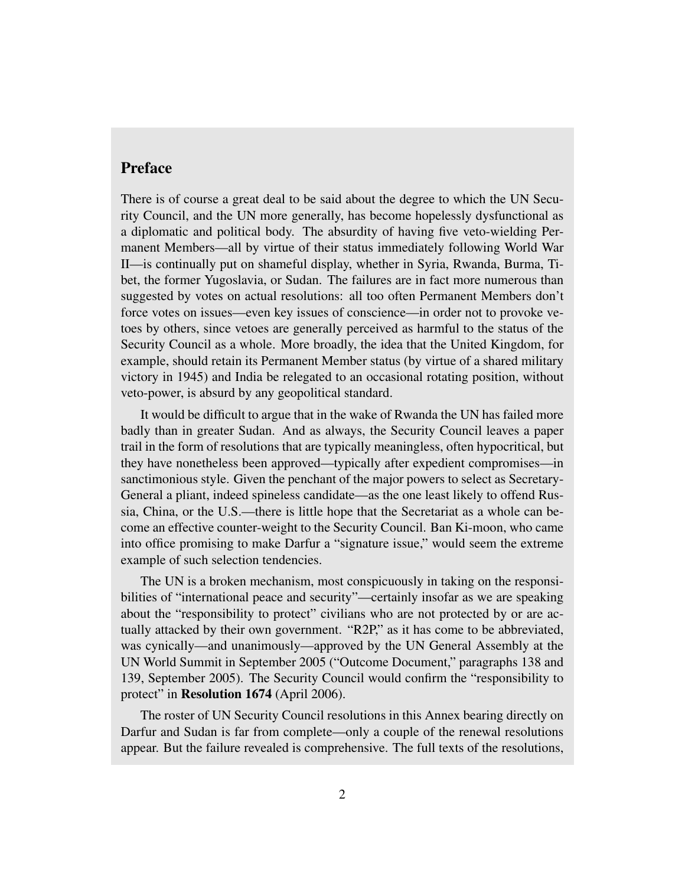## Preface

There is of course a great deal to be said about the degree to which the UN Security Council, and the UN more generally, has become hopelessly dysfunctional as a diplomatic and political body. The absurdity of having five veto-wielding Permanent Members—all by virtue of their status immediately following World War II—is continually put on shameful display, whether in Syria, Rwanda, Burma, Tibet, the former Yugoslavia, or Sudan. The failures are in fact more numerous than suggested by votes on actual resolutions: all too often Permanent Members don't force votes on issues—even key issues of conscience—in order not to provoke vetoes by others, since vetoes are generally perceived as harmful to the status of the Security Council as a whole. More broadly, the idea that the United Kingdom, for example, should retain its Permanent Member status (by virtue of a shared military victory in 1945) and India be relegated to an occasional rotating position, without veto-power, is absurd by any geopolitical standard.

It would be difficult to argue that in the wake of Rwanda the UN has failed more badly than in greater Sudan. And as always, the Security Council leaves a paper trail in the form of resolutions that are typically meaningless, often hypocritical, but they have nonetheless been approved—typically after expedient compromises—in sanctimonious style. Given the penchant of the major powers to select as Secretary-General a pliant, indeed spineless candidate—as the one least likely to offend Russia, China, or the U.S.—there is little hope that the Secretariat as a whole can become an effective counter-weight to the Security Council. Ban Ki-moon, who came into office promising to make Darfur a "signature issue," would seem the extreme example of such selection tendencies.

The UN is a broken mechanism, most conspicuously in taking on the responsibilities of "international peace and security"—certainly insofar as we are speaking about the "responsibility to protect" civilians who are not protected by or are actually attacked by their own government. "R2P," as it has come to be abbreviated, was cynically—and unanimously—approved by the UN General Assembly at the UN World Summit in September 2005 ("Outcome Document," paragraphs 138 and 139, September 2005). The Security Council would confirm the "responsibility to protect" in **Resolution 1674** (April 2006).

The roster of UN Security Council resolutions in this Annex bearing directly on Darfur and Sudan is far from complete—only a couple of the renewal resolutions appear. But the failure revealed is comprehensive. The full texts of the resolutions,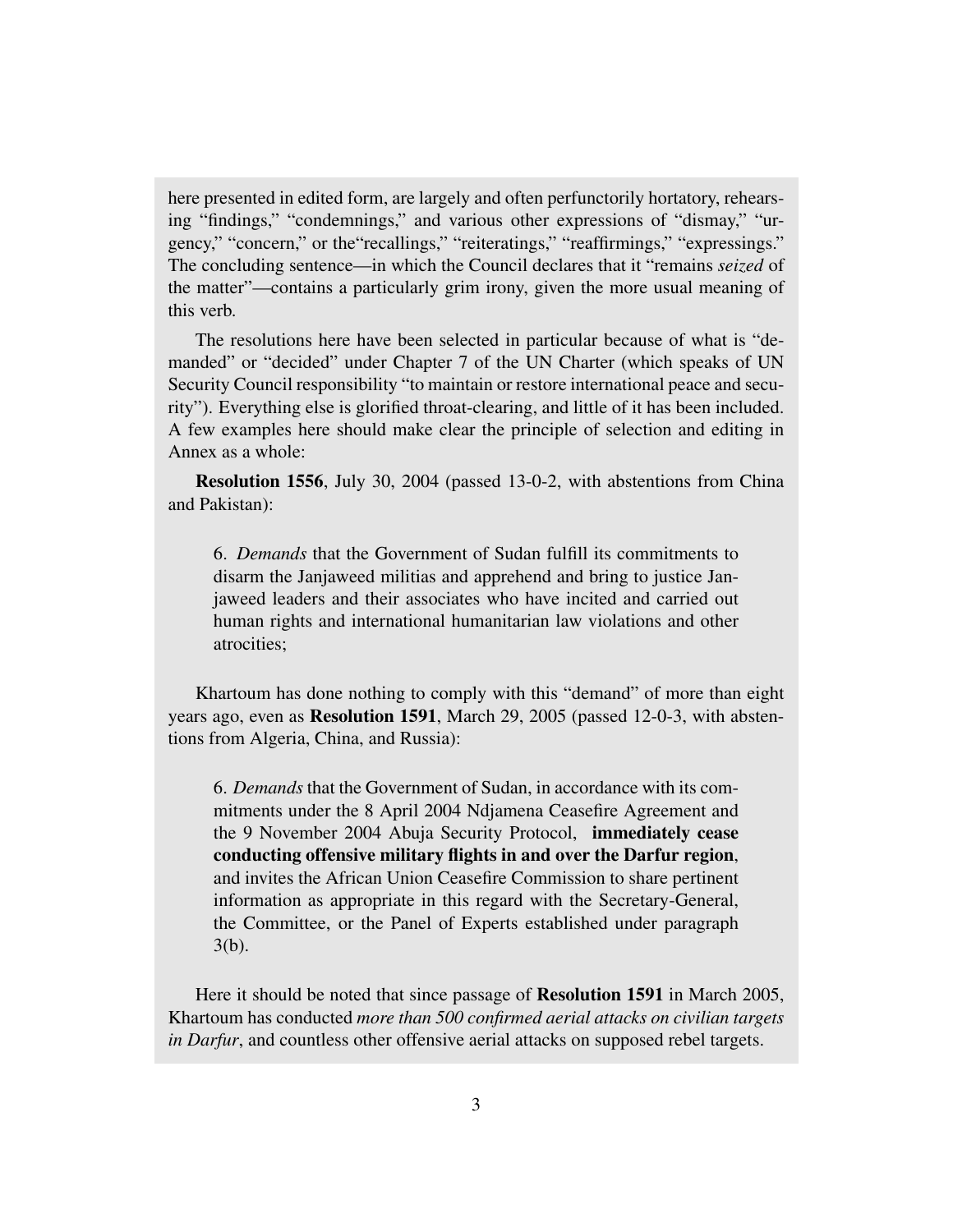here presented in edited form, are largely and often perfunctorily hortatory, rehearsing "findings," "condemnings," and various other expressions of "dismay," "urgency," "concern," or the"recallings," "reiteratings," "reaffirmings," "expressings." The concluding sentence—in which the Council declares that it "remains *seized* of the matter"—contains a particularly grim irony, given the more usual meaning of this verb.

The resolutions here have been selected in particular because of what is "demanded" or "decided" under Chapter 7 of the UN Charter (which speaks of UN Security Council responsibility "to maintain or restore international peace and security"). Everything else is glorified throat-clearing, and little of it has been included. A few examples here should make clear the principle of selection and editing in Annex as a whole:

**Resolution 1556**, July 30, 2004 (passed 13-0-2, with abstentions from China and Pakistan):

> 6. *Demands* that the Government of Sudan fulfill its commitments to disarm the Janjaweed militias and apprehend and bring to justice Janjaweed leaders and their associates who have incited and carried out human rights and international humanitarian law violations and other atrocities;

Khartoum has done nothing to comply with this "demand" of more than eight years ago, even as **Resolution 1591**, March 29, 2005 (passed 12-0-3, with abstentions from Algeria, China, and Russia):

> 6. *Demands* that the Government of Sudan, in accordance with its commitments under the 8 April 2004 Ndjamena Ceasefire Agreement and the 9 November 2004 Abuja Security Protocol, **immediately cease conducting offensive military flights in and over the Darfur region**, and invites the African Union Ceasefire Commission to share pertinent information as appropriate in this regard with the Secretary-General, the Committee, or the Panel of Experts established under paragraph 3(b).

Here it should be noted that since passage of **Resolution 1591** in March 2005, Khartoum has conducted *more than 500 confirmed aerial attacks on civilian targets in Darfur*, and countless other offensive aerial attacks on supposed rebel targets.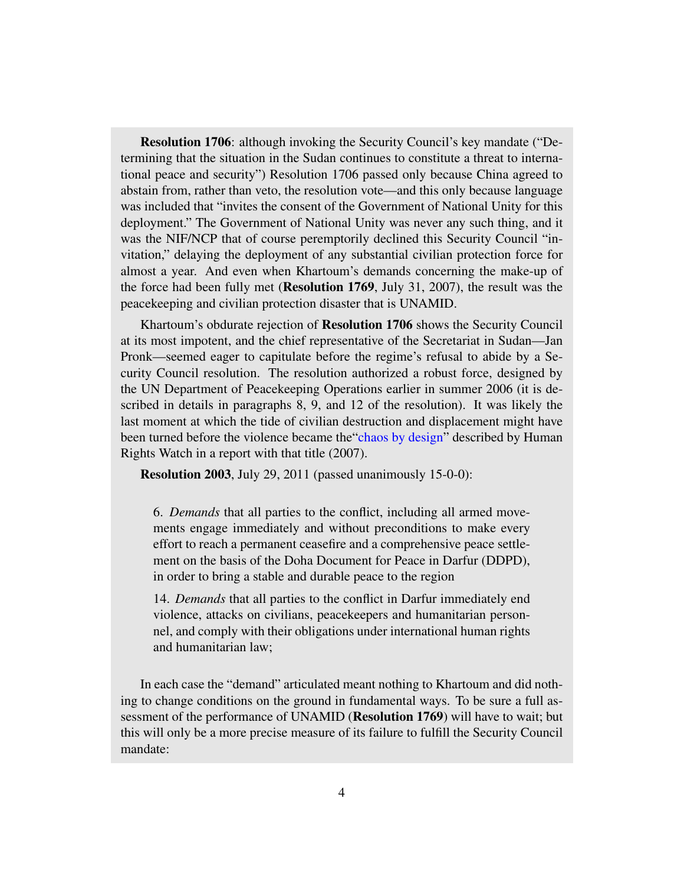**Resolution 1706**: although invoking the Security Council's key mandate ("Determining that the situation in the Sudan continues to constitute a threat to international peace and security") Resolution 1706 passed only because China agreed to abstain from, rather than veto, the resolution vote—and this only because language was included that "invites the consent of the Government of National Unity for this deployment." The Government of National Unity was never any such thing, and it was the NIF/NCP that of course peremptorily declined this Security Council "invitation," delaying the deployment of any substantial civilian protection force for almost a year. And even when Khartoum's demands concerning the make-up of the force had been fully met (**Resolution 1769**, July 31, 2007), the result was the peacekeeping and civilian protection disaster that is UNAMID.

Khartoum's obdurate rejection of **Resolution 1706** shows the Security Council at its most impotent, and the chief representative of the Secretariat in Sudan—Jan Pronk—seemed eager to capitulate before the regime's refusal to abide by a Security Council resolution. The resolution authorized a robust force, designed by the UN Department of Peacekeeping Operations earlier in summer 2006 (it is described in details in paragraphs 8, 9, and 12 of the resolution). It was likely the last moment at which the tide of civilian destruction and displacement might have been turned before the violence became the"chaos by design" described by Human Rights Watch in a report with that title (2007).

**Resolution 2003**, July 29, 2011 (passed unanimously 15-0-0):

> 6. *Demands* that all parties to the conflict, including all armed movements engage immediately and without preconditions to make every effort to reach a permanent ceasefire and a comprehensive peace settlement on the basis of the Doha Document for Peace in Darfur (DDPD), in order to bring a stable and durable peace to the region
>
> 14. *Demands* that all parties to the conflict in Darfur immediately end violence, attacks on civilians, peacekeepers and humanitarian personnel, and comply with their obligations under international human rights and humanitarian law;

In each case the "demand" articulated meant nothing to Khartoum and did nothing to change conditions on the ground in fundamental ways. To be sure a full assessment of the performance of UNAMID (**Resolution 1769**) will have to wait; but this will only be a more precise measure of its failure to fulfill the Security Council mandate: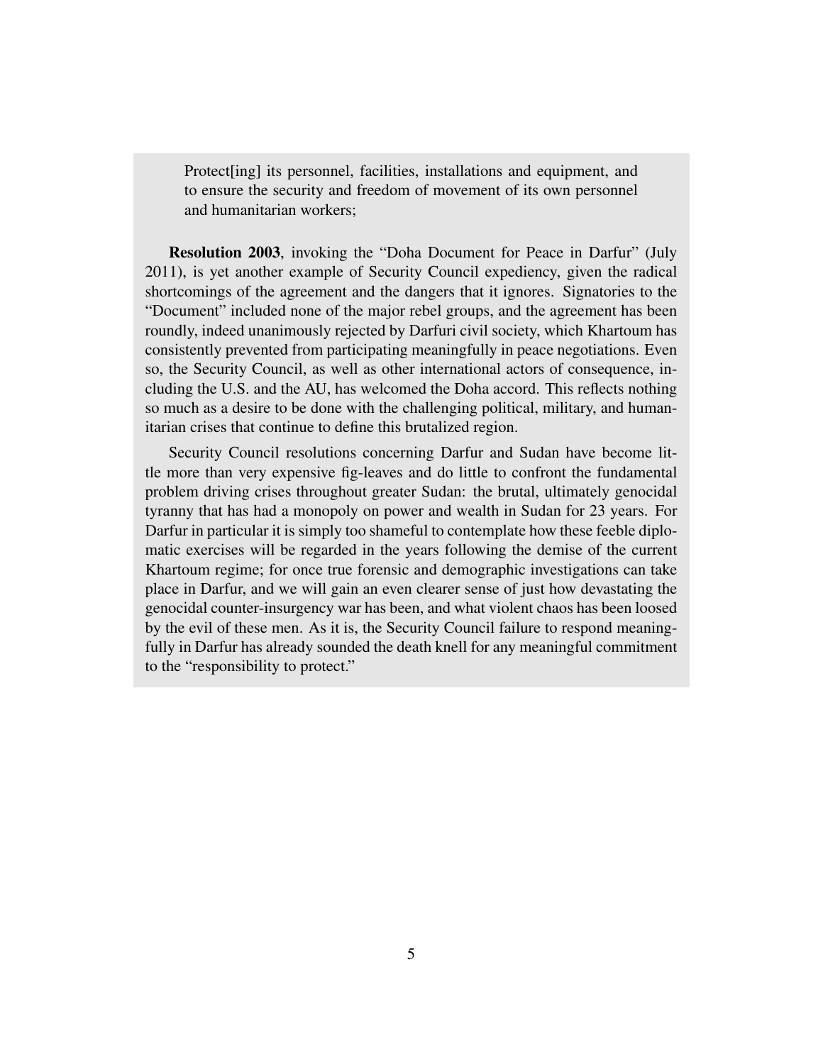> Protect[ing] its personnel, facilities, installations and equipment, and to ensure the security and freedom of movement of its own personnel and humanitarian workers;

**Resolution 2003**, invoking the "Doha Document for Peace in Darfur" (July 2011), is yet another example of Security Council expediency, given the radical shortcomings of the agreement and the dangers that it ignores. Signatories to the "Document" included none of the major rebel groups, and the agreement has been roundly, indeed unanimously rejected by Darfuri civil society, which Khartoum has consistently prevented from participating meaningfully in peace negotiations. Even so, the Security Council, as well as other international actors of consequence, including the U.S. and the AU, has welcomed the Doha accord. This reflects nothing so much as a desire to be done with the challenging political, military, and humanitarian crises that continue to define this brutalized region.

Security Council resolutions concerning Darfur and Sudan have become little more than very expensive fig-leaves and do little to confront the fundamental problem driving crises throughout greater Sudan: the brutal, ultimately genocidal tyranny that has had a monopoly on power and wealth in Sudan for 23 years. For Darfur in particular it is simply too shameful to contemplate how these feeble diplomatic exercises will be regarded in the years following the demise of the current Khartoum regime; for once true forensic and demographic investigations can take place in Darfur, and we will gain an even clearer sense of just how devastating the genocidal counter-insurgency war has been, and what violent chaos has been loosed by the evil of these men. As it is, the Security Council failure to respond meaningfully in Darfur has already sounded the death knell for any meaningful commitment to the "responsibility to protect."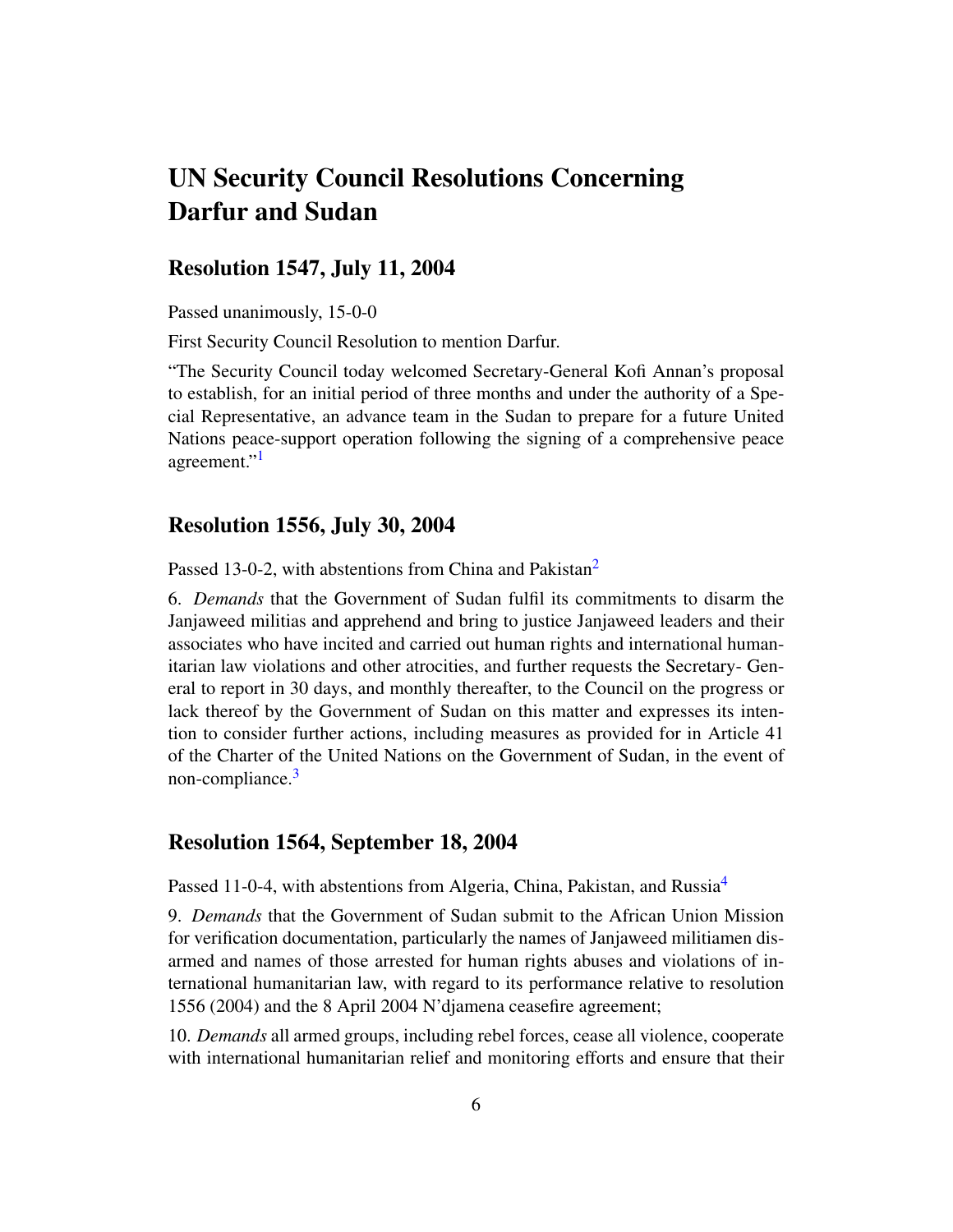# UN Security Council Resolutions Concerning Darfur and Sudan

## Resolution 1547, July 11, 2004

Passed unanimously, 15-0-0

First Security Council Resolution to mention Darfur.

"The Security Council today welcomed Secretary-General Kofi Annan's proposal to establish, for an initial period of three months and under the authority of a Special Representative, an advance team in the Sudan to prepare for a future United Nations peace-support operation following the signing of a comprehensive peace agreement."[1]

## Resolution 1556, July 30, 2004

Passed 13-0-2, with abstentions from China and Pakistan[2]

6. *Demands* that the Government of Sudan fulfil its commitments to disarm the Janjaweed militias and apprehend and bring to justice Janjaweed leaders and their associates who have incited and carried out human rights and international humanitarian law violations and other atrocities, and further requests the Secretary- General to report in 30 days, and monthly thereafter, to the Council on the progress or lack thereof by the Government of Sudan on this matter and expresses its intention to consider further actions, including measures as provided for in Article 41 of the Charter of the United Nations on the Government of Sudan, in the event of non-compliance.[3]

## Resolution 1564, September 18, 2004

Passed 11-0-4, with abstentions from Algeria, China, Pakistan, and Russia[4]

9. *Demands* that the Government of Sudan submit to the African Union Mission for verification documentation, particularly the names of Janjaweed militiamen disarmed and names of those arrested for human rights abuses and violations of international humanitarian law, with regard to its performance relative to resolution 1556 (2004) and the 8 April 2004 N'djamena ceasefire agreement;

10. *Demands* all armed groups, including rebel forces, cease all violence, cooperate with international humanitarian relief and monitoring efforts and ensure that their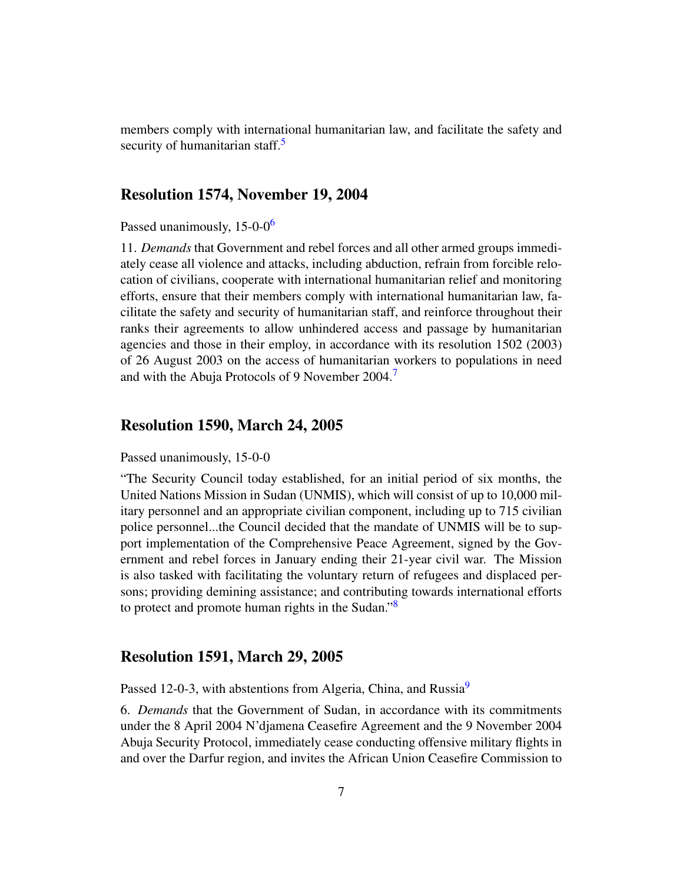members comply with international humanitarian law, and facilitate the safety and security of humanitarian staff.[5]

## Resolution 1574, November 19, 2004

Passed unanimously, 15-0-0[6]

11. *Demands* that Government and rebel forces and all other armed groups immediately cease all violence and attacks, including abduction, refrain from forcible relocation of civilians, cooperate with international humanitarian relief and monitoring efforts, ensure that their members comply with international humanitarian law, facilitate the safety and security of humanitarian staff, and reinforce throughout their ranks their agreements to allow unhindered access and passage by humanitarian agencies and those in their employ, in accordance with its resolution 1502 (2003) of 26 August 2003 on the access of humanitarian workers to populations in need and with the Abuja Protocols of 9 November 2004.[7]

## Resolution 1590, March 24, 2005

Passed unanimously, 15-0-0

"The Security Council today established, for an initial period of six months, the United Nations Mission in Sudan (UNMIS), which will consist of up to 10,000 military personnel and an appropriate civilian component, including up to 715 civilian police personnel...the Council decided that the mandate of UNMIS will be to support implementation of the Comprehensive Peace Agreement, signed by the Government and rebel forces in January ending their 21-year civil war. The Mission is also tasked with facilitating the voluntary return of refugees and displaced persons; providing demining assistance; and contributing towards international efforts to protect and promote human rights in the Sudan."[8]

## Resolution 1591, March 29, 2005

Passed 12-0-3, with abstentions from Algeria, China, and Russia[9]

6. *Demands* that the Government of Sudan, in accordance with its commitments under the 8 April 2004 N'djamena Ceasefire Agreement and the 9 November 2004 Abuja Security Protocol, immediately cease conducting offensive military flights in and over the Darfur region, and invites the African Union Ceasefire Commission to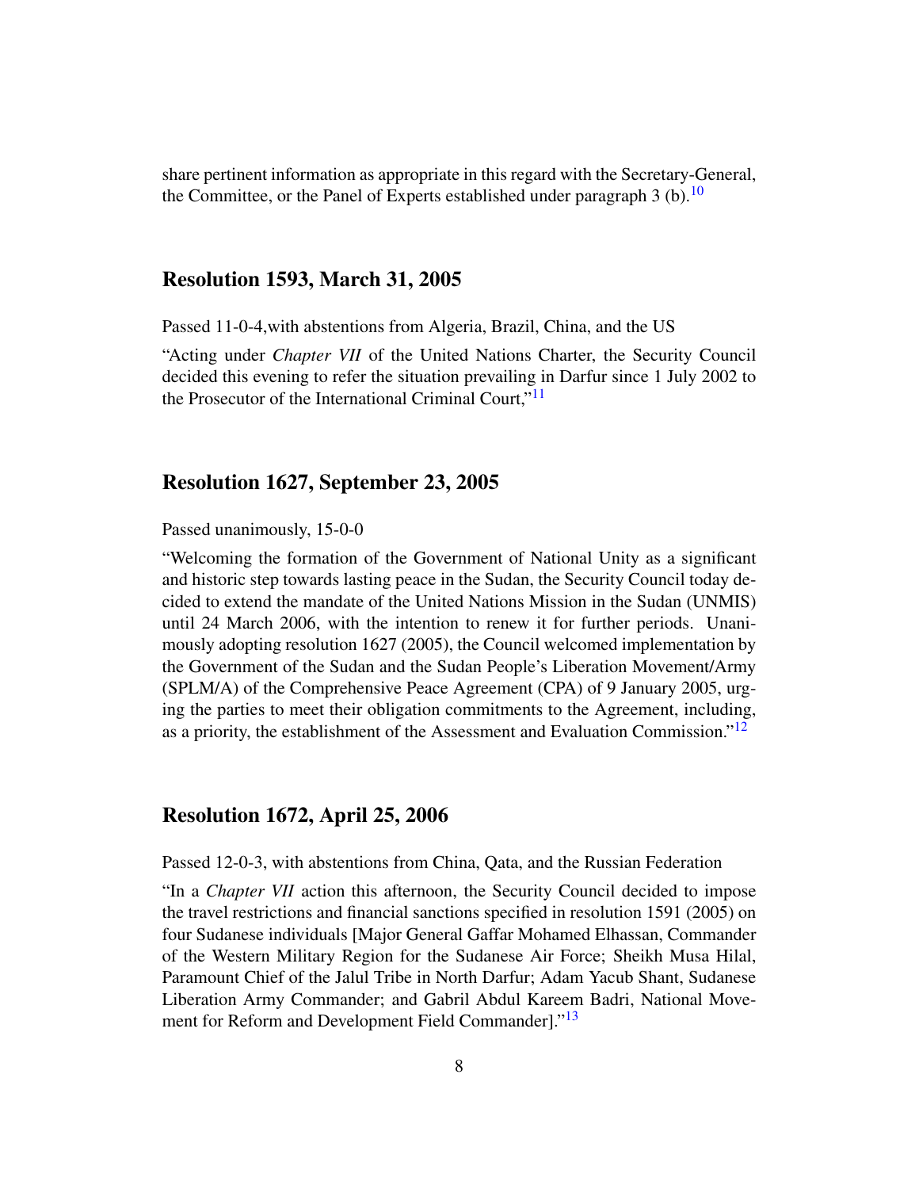share pertinent information as appropriate in this regard with the Secretary-General, the Committee, or the Panel of Experts established under paragraph 3 (b).[10]

## Resolution 1593, March 31, 2005

Passed 11-0-4,with abstentions from Algeria, Brazil, China, and the US

"Acting under *Chapter VII* of the United Nations Charter, the Security Council decided this evening to refer the situation prevailing in Darfur since 1 July 2002 to the Prosecutor of the International Criminal Court,"[11]

## Resolution 1627, September 23, 2005

Passed unanimously, 15-0-0

"Welcoming the formation of the Government of National Unity as a significant and historic step towards lasting peace in the Sudan, the Security Council today decided to extend the mandate of the United Nations Mission in the Sudan (UNMIS) until 24 March 2006, with the intention to renew it for further periods. Unanimously adopting resolution 1627 (2005), the Council welcomed implementation by the Government of the Sudan and the Sudan People's Liberation Movement/Army (SPLM/A) of the Comprehensive Peace Agreement (CPA) of 9 January 2005, urging the parties to meet their obligation commitments to the Agreement, including, as a priority, the establishment of the Assessment and Evaluation Commission."[12]

## Resolution 1672, April 25, 2006

Passed 12-0-3, with abstentions from China, Qata, and the Russian Federation

"In a *Chapter VII* action this afternoon, the Security Council decided to impose the travel restrictions and financial sanctions specified in resolution 1591 (2005) on four Sudanese individuals [Major General Gaffar Mohamed Elhassan, Commander of the Western Military Region for the Sudanese Air Force; Sheikh Musa Hilal, Paramount Chief of the Jalul Tribe in North Darfur; Adam Yacub Shant, Sudanese Liberation Army Commander; and Gabril Abdul Kareem Badri, National Movement for Reform and Development Field Commander]."[13]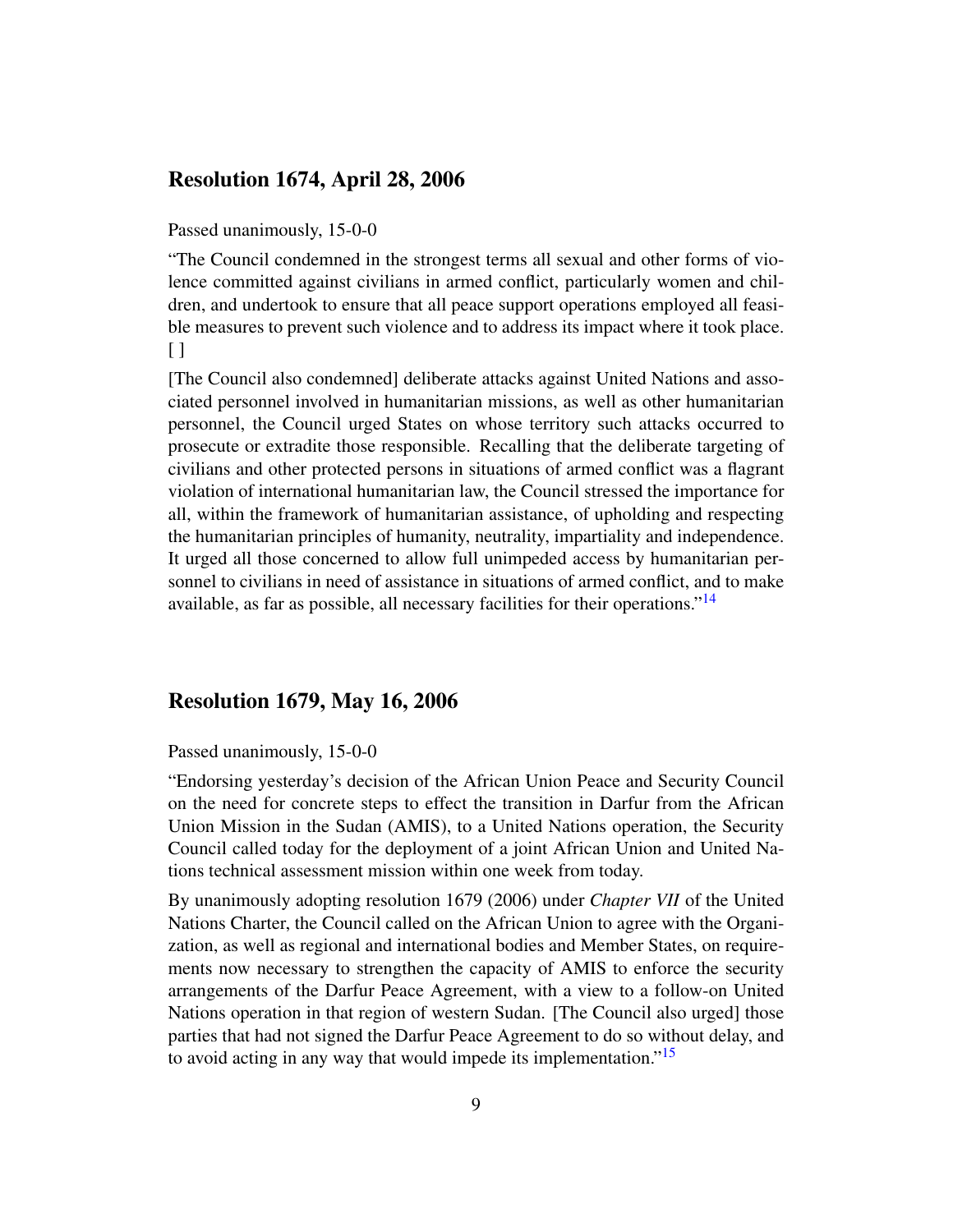## Resolution 1674, April 28, 2006

Passed unanimously, 15-0-0

"The Council condemned in the strongest terms all sexual and other forms of violence committed against civilians in armed conflict, particularly women and children, and undertook to ensure that all peace support operations employed all feasible measures to prevent such violence and to address its impact where it took place. [ ]

[The Council also condemned] deliberate attacks against United Nations and associated personnel involved in humanitarian missions, as well as other humanitarian personnel, the Council urged States on whose territory such attacks occurred to prosecute or extradite those responsible. Recalling that the deliberate targeting of civilians and other protected persons in situations of armed conflict was a flagrant violation of international humanitarian law, the Council stressed the importance for all, within the framework of humanitarian assistance, of upholding and respecting the humanitarian principles of humanity, neutrality, impartiality and independence. It urged all those concerned to allow full unimpeded access by humanitarian personnel to civilians in need of assistance in situations of armed conflict, and to make available, as far as possible, all necessary facilities for their operations."[14]

## Resolution 1679, May 16, 2006

Passed unanimously, 15-0-0

"Endorsing yesterday's decision of the African Union Peace and Security Council on the need for concrete steps to effect the transition in Darfur from the African Union Mission in the Sudan (AMIS), to a United Nations operation, the Security Council called today for the deployment of a joint African Union and United Nations technical assessment mission within one week from today.

By unanimously adopting resolution 1679 (2006) under *Chapter VII* of the United Nations Charter, the Council called on the African Union to agree with the Organization, as well as regional and international bodies and Member States, on requirements now necessary to strengthen the capacity of AMIS to enforce the security arrangements of the Darfur Peace Agreement, with a view to a follow-on United Nations operation in that region of western Sudan. [The Council also urged] those parties that had not signed the Darfur Peace Agreement to do so without delay, and to avoid acting in any way that would impede its implementation."[15]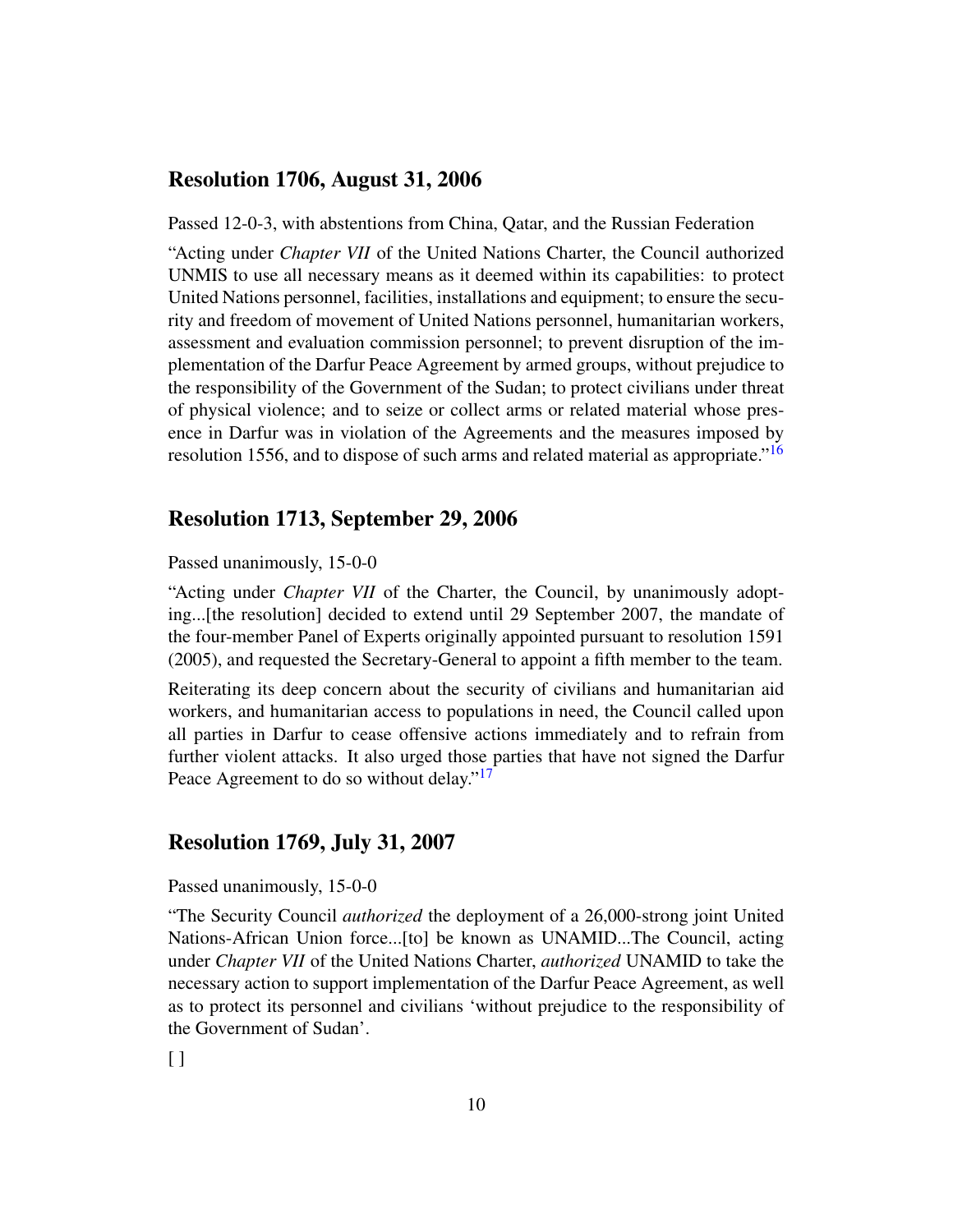## Resolution 1706, August 31, 2006

Passed 12-0-3, with abstentions from China, Qatar, and the Russian Federation

"Acting under *Chapter VII* of the United Nations Charter, the Council authorized UNMIS to use all necessary means as it deemed within its capabilities: to protect United Nations personnel, facilities, installations and equipment; to ensure the security and freedom of movement of United Nations personnel, humanitarian workers, assessment and evaluation commission personnel; to prevent disruption of the implementation of the Darfur Peace Agreement by armed groups, without prejudice to the responsibility of the Government of the Sudan; to protect civilians under threat of physical violence; and to seize or collect arms or related material whose presence in Darfur was in violation of the Agreements and the measures imposed by resolution 1556, and to dispose of such arms and related material as appropriate."[16]

## Resolution 1713, September 29, 2006

Passed unanimously, 15-0-0

"Acting under *Chapter VII* of the Charter, the Council, by unanimously adopting...[the resolution] decided to extend until 29 September 2007, the mandate of the four-member Panel of Experts originally appointed pursuant to resolution 1591 (2005), and requested the Secretary-General to appoint a fifth member to the team.

Reiterating its deep concern about the security of civilians and humanitarian aid workers, and humanitarian access to populations in need, the Council called upon all parties in Darfur to cease offensive actions immediately and to refrain from further violent attacks. It also urged those parties that have not signed the Darfur Peace Agreement to do so without delay."[17]

## Resolution 1769, July 31, 2007

Passed unanimously, 15-0-0

"The Security Council *authorized* the deployment of a 26,000-strong joint United Nations-African Union force...[to] be known as UNAMID...The Council, acting under *Chapter VII* of the United Nations Charter, *authorized* UNAMID to take the necessary action to support implementation of the Darfur Peace Agreement, as well as to protect its personnel and civilians 'without prejudice to the responsibility of the Government of Sudan'.

[ ]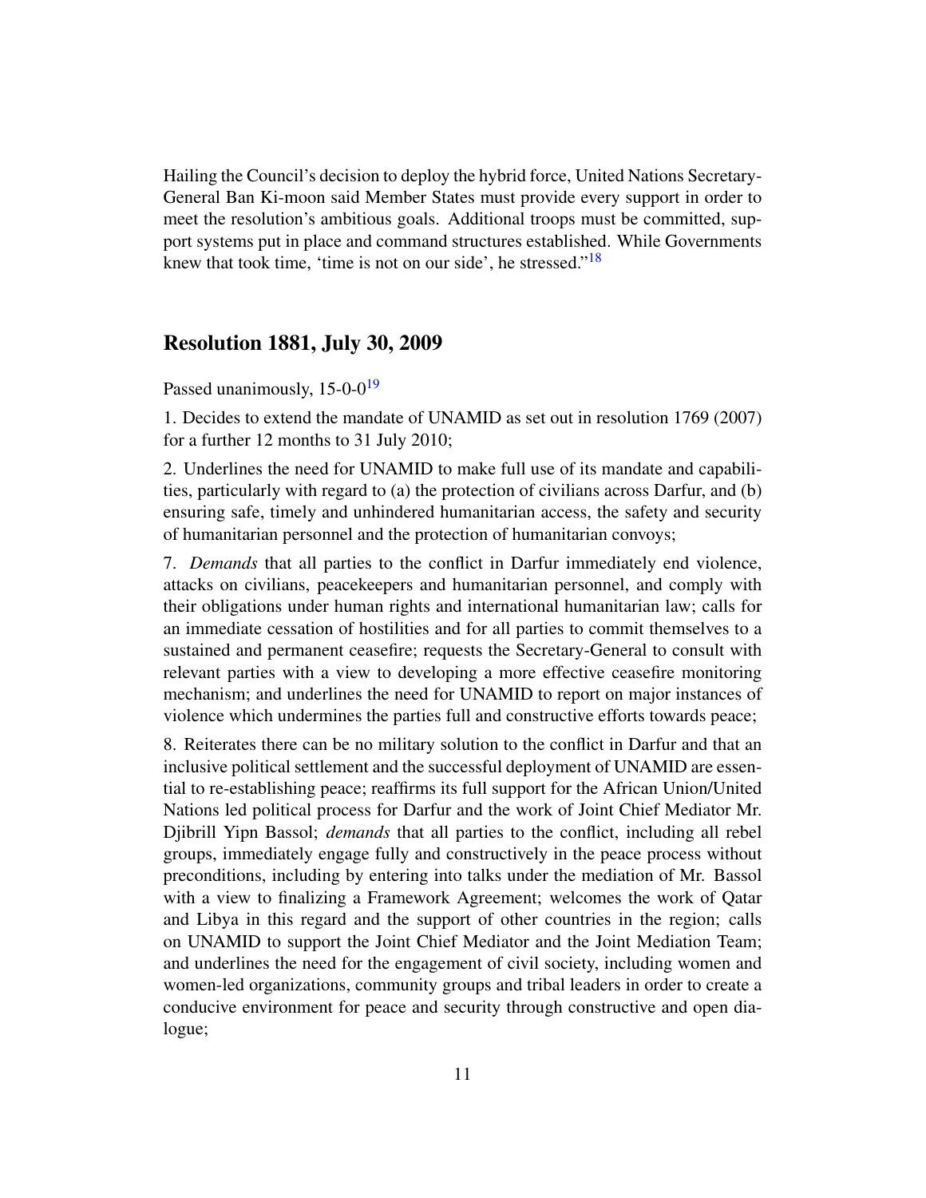Hailing the Council's decision to deploy the hybrid force, United Nations Secretary-General Ban Ki-moon said Member States must provide every support in order to meet the resolution's ambitious goals. Additional troops must be committed, support systems put in place and command structures established. While Governments knew that took time, 'time is not on our side', he stressed."[18]

## Resolution 1881, July 30, 2009

Passed unanimously, 15-0-0[19]

1. Decides to extend the mandate of UNAMID as set out in resolution 1769 (2007) for a further 12 months to 31 July 2010;

2. Underlines the need for UNAMID to make full use of its mandate and capabilities, particularly with regard to (a) the protection of civilians across Darfur, and (b) ensuring safe, timely and unhindered humanitarian access, the safety and security of humanitarian personnel and the protection of humanitarian convoys;

7. *Demands* that all parties to the conflict in Darfur immediately end violence, attacks on civilians, peacekeepers and humanitarian personnel, and comply with their obligations under human rights and international humanitarian law; calls for an immediate cessation of hostilities and for all parties to commit themselves to a sustained and permanent ceasefire; requests the Secretary-General to consult with relevant parties with a view to developing a more effective ceasefire monitoring mechanism; and underlines the need for UNAMID to report on major instances of violence which undermines the parties full and constructive efforts towards peace;

8. Reiterates there can be no military solution to the conflict in Darfur and that an inclusive political settlement and the successful deployment of UNAMID are essential to re-establishing peace; reaffirms its full support for the African Union/United Nations led political process for Darfur and the work of Joint Chief Mediator Mr. Djibrill Yipn Bassol; *demands* that all parties to the conflict, including all rebel groups, immediately engage fully and constructively in the peace process without preconditions, including by entering into talks under the mediation of Mr. Bassol with a view to finalizing a Framework Agreement; welcomes the work of Qatar and Libya in this regard and the support of other countries in the region; calls on UNAMID to support the Joint Chief Mediator and the Joint Mediation Team; and underlines the need for the engagement of civil society, including women and women-led organizations, community groups and tribal leaders in order to create a conducive environment for peace and security through constructive and open dialogue;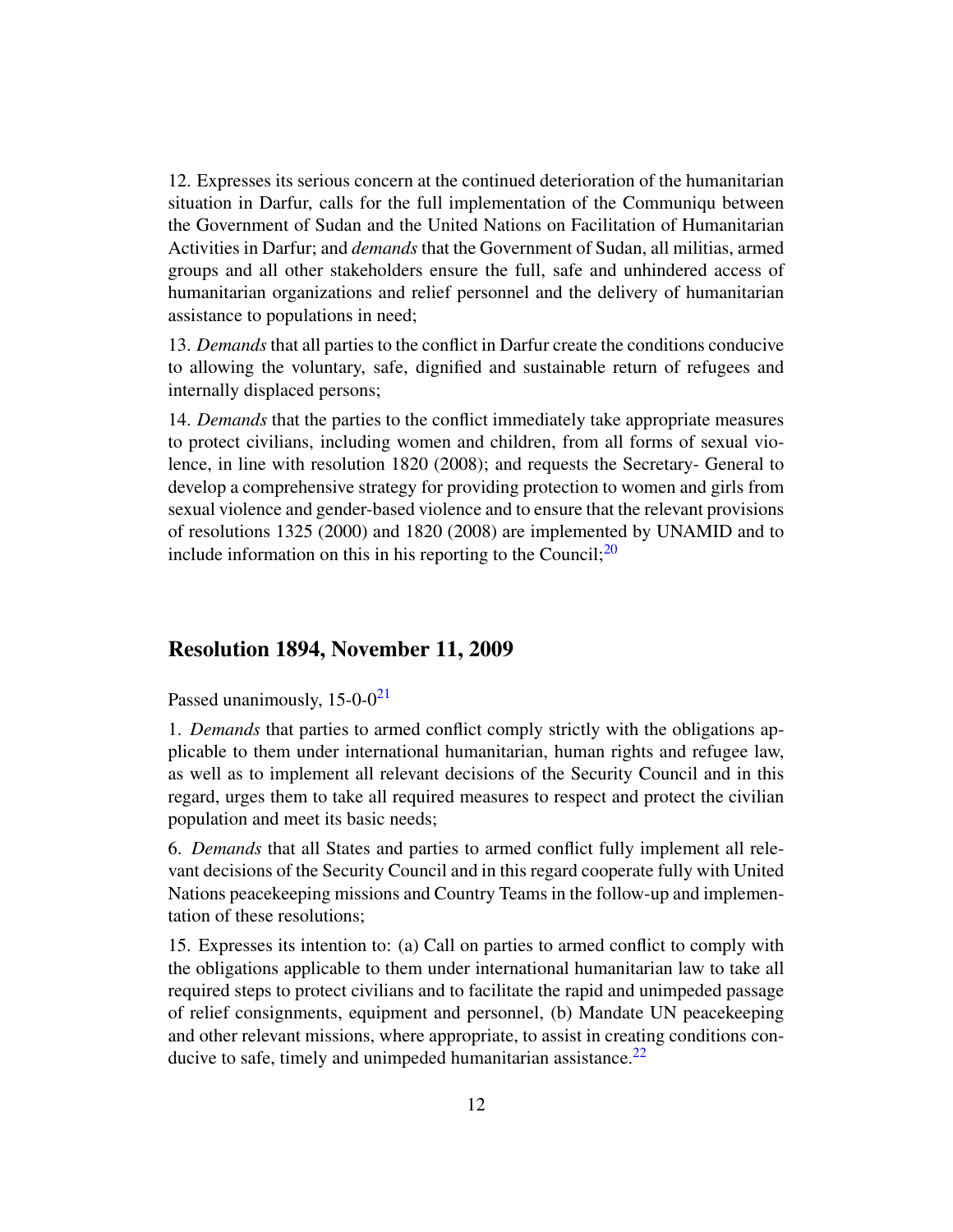12. Expresses its serious concern at the continued deterioration of the humanitarian situation in Darfur, calls for the full implementation of the Communiqu between the Government of Sudan and the United Nations on Facilitation of Humanitarian Activities in Darfur; and *demands* that the Government of Sudan, all militias, armed groups and all other stakeholders ensure the full, safe and unhindered access of humanitarian organizations and relief personnel and the delivery of humanitarian assistance to populations in need;

13. *Demands* that all parties to the conflict in Darfur create the conditions conducive to allowing the voluntary, safe, dignified and sustainable return of refugees and internally displaced persons;

14. *Demands* that the parties to the conflict immediately take appropriate measures to protect civilians, including women and children, from all forms of sexual violence, in line with resolution 1820 (2008); and requests the Secretary- General to develop a comprehensive strategy for providing protection to women and girls from sexual violence and gender-based violence and to ensure that the relevant provisions of resolutions 1325 (2000) and 1820 (2008) are implemented by UNAMID and to include information on this in his reporting to the Council;[20]

## Resolution 1894, November 11, 2009

Passed unanimously, 15-0-0[21]

1. *Demands* that parties to armed conflict comply strictly with the obligations applicable to them under international humanitarian, human rights and refugee law, as well as to implement all relevant decisions of the Security Council and in this regard, urges them to take all required measures to respect and protect the civilian population and meet its basic needs;

6. *Demands* that all States and parties to armed conflict fully implement all relevant decisions of the Security Council and in this regard cooperate fully with United Nations peacekeeping missions and Country Teams in the follow-up and implementation of these resolutions;

15. Expresses its intention to: (a) Call on parties to armed conflict to comply with the obligations applicable to them under international humanitarian law to take all required steps to protect civilians and to facilitate the rapid and unimpeded passage of relief consignments, equipment and personnel, (b) Mandate UN peacekeeping and other relevant missions, where appropriate, to assist in creating conditions conducive to safe, timely and unimpeded humanitarian assistance.[22]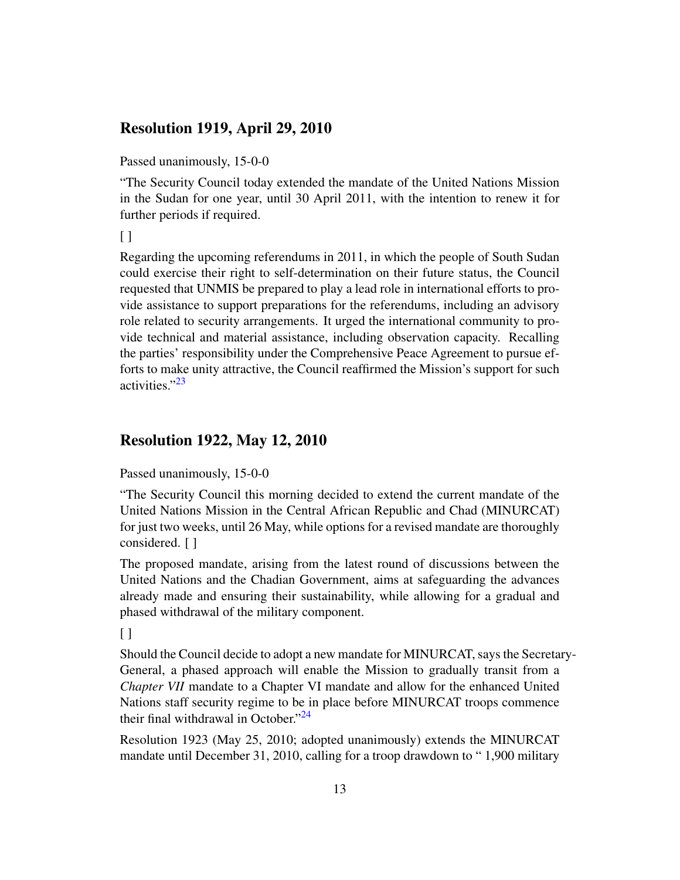## Resolution 1919, April 29, 2010

Passed unanimously, 15-0-0

"The Security Council today extended the mandate of the United Nations Mission in the Sudan for one year, until 30 April 2011, with the intention to renew it for further periods if required.

[ ]

Regarding the upcoming referendums in 2011, in which the people of South Sudan could exercise their right to self-determination on their future status, the Council requested that UNMIS be prepared to play a lead role in international efforts to provide assistance to support preparations for the referendums, including an advisory role related to security arrangements. It urged the international community to provide technical and material assistance, including observation capacity. Recalling the parties' responsibility under the Comprehensive Peace Agreement to pursue efforts to make unity attractive, the Council reaffirmed the Mission's support for such activities."[23]

## Resolution 1922, May 12, 2010

Passed unanimously, 15-0-0

"The Security Council this morning decided to extend the current mandate of the United Nations Mission in the Central African Republic and Chad (MINURCAT) for just two weeks, until 26 May, while options for a revised mandate are thoroughly considered. [ ]

The proposed mandate, arising from the latest round of discussions between the United Nations and the Chadian Government, aims at safeguarding the advances already made and ensuring their sustainability, while allowing for a gradual and phased withdrawal of the military component.

[ ]

Should the Council decide to adopt a new mandate for MINURCAT, says the Secretary-General, a phased approach will enable the Mission to gradually transit from a *Chapter VII* mandate to a Chapter VI mandate and allow for the enhanced United Nations staff security regime to be in place before MINURCAT troops commence their final withdrawal in October."[24]

Resolution 1923 (May 25, 2010; adopted unanimously) extends the MINURCAT mandate until December 31, 2010, calling for a troop drawdown to " 1,900 military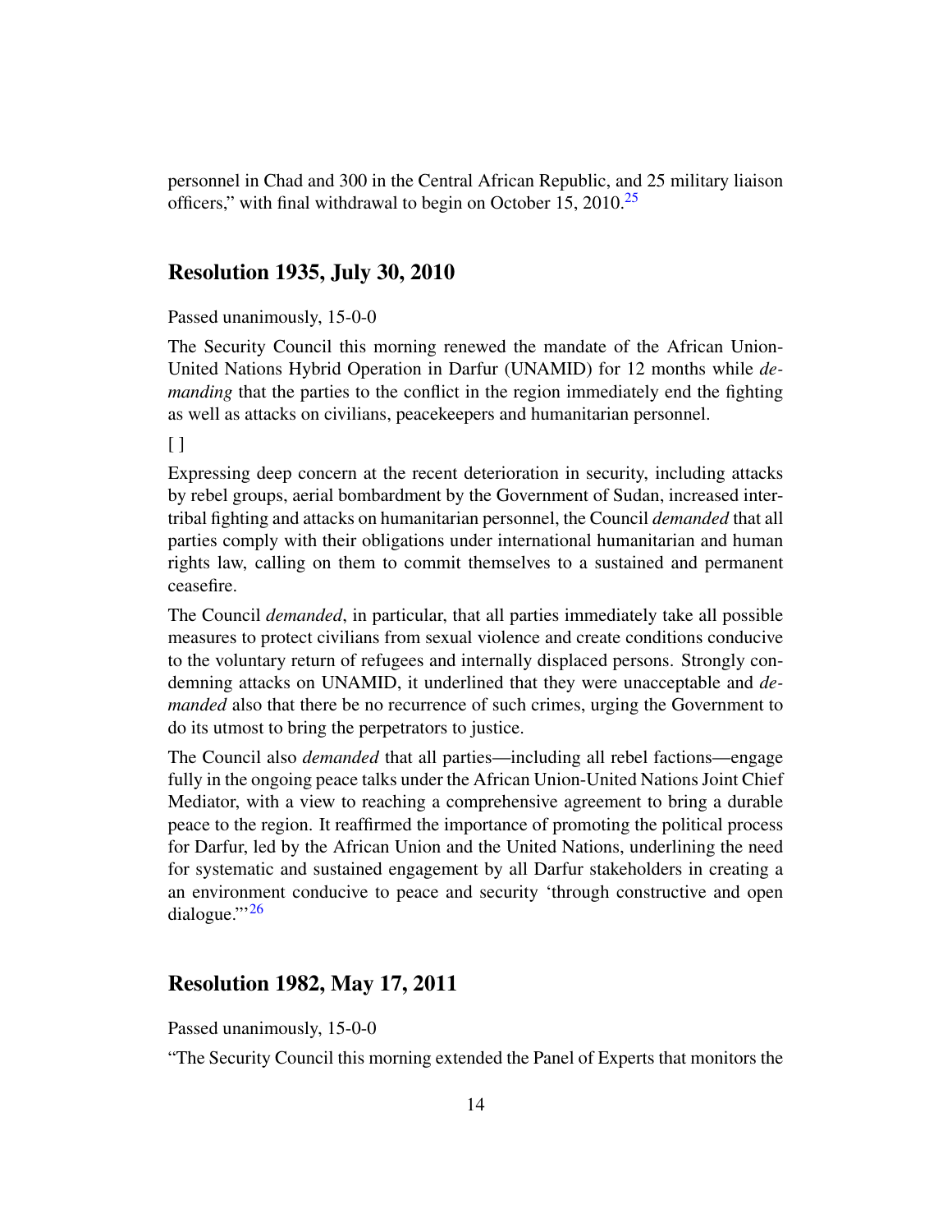personnel in Chad and 300 in the Central African Republic, and 25 military liaison officers," with final withdrawal to begin on October 15, 2010.[25]

## Resolution 1935, July 30, 2010

Passed unanimously, 15-0-0

The Security Council this morning renewed the mandate of the African Union-United Nations Hybrid Operation in Darfur (UNAMID) for 12 months while *demanding* that the parties to the conflict in the region immediately end the fighting as well as attacks on civilians, peacekeepers and humanitarian personnel.

[ ]

Expressing deep concern at the recent deterioration in security, including attacks by rebel groups, aerial bombardment by the Government of Sudan, increased intertribal fighting and attacks on humanitarian personnel, the Council *demanded* that all parties comply with their obligations under international humanitarian and human rights law, calling on them to commit themselves to a sustained and permanent ceasefire.

The Council *demanded*, in particular, that all parties immediately take all possible measures to protect civilians from sexual violence and create conditions conducive to the voluntary return of refugees and internally displaced persons. Strongly condemning attacks on UNAMID, it underlined that they were unacceptable and *demanded* also that there be no recurrence of such crimes, urging the Government to do its utmost to bring the perpetrators to justice.

The Council also *demanded* that all parties—including all rebel factions—engage fully in the ongoing peace talks under the African Union-United Nations Joint Chief Mediator, with a view to reaching a comprehensive agreement to bring a durable peace to the region. It reaffirmed the importance of promoting the political process for Darfur, led by the African Union and the United Nations, underlining the need for systematic and sustained engagement by all Darfur stakeholders in creating a an environment conducive to peace and security 'through constructive and open dialogue.'"[26]

## Resolution 1982, May 17, 2011

Passed unanimously, 15-0-0

"The Security Council this morning extended the Panel of Experts that monitors the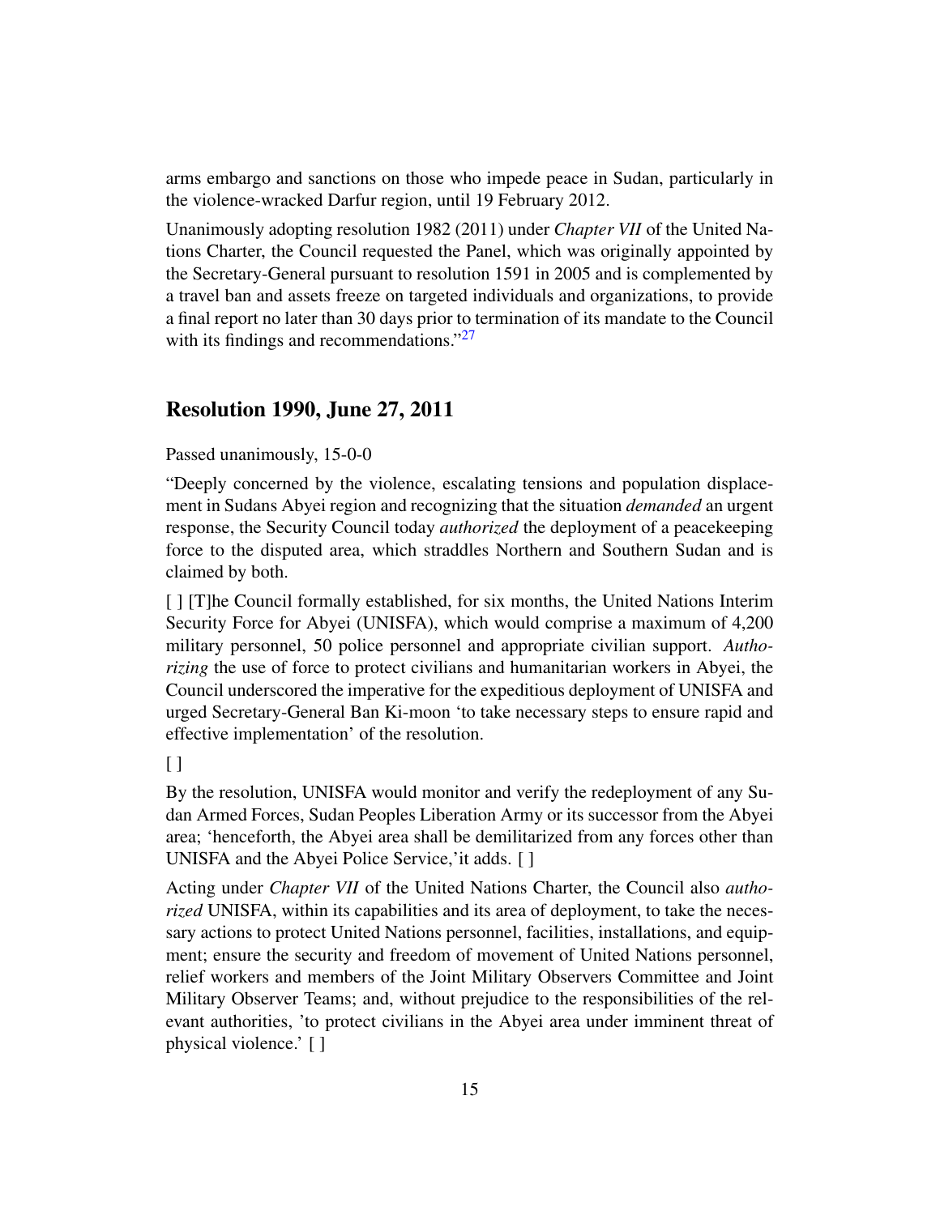arms embargo and sanctions on those who impede peace in Sudan, particularly in the violence-wracked Darfur region, until 19 February 2012.

Unanimously adopting resolution 1982 (2011) under *Chapter VII* of the United Nations Charter, the Council requested the Panel, which was originally appointed by the Secretary-General pursuant to resolution 1591 in 2005 and is complemented by a travel ban and assets freeze on targeted individuals and organizations, to provide a final report no later than 30 days prior to termination of its mandate to the Council with its findings and recommendations."[27]

## Resolution 1990, June 27, 2011

Passed unanimously, 15-0-0

"Deeply concerned by the violence, escalating tensions and population displacement in Sudans Abyei region and recognizing that the situation *demanded* an urgent response, the Security Council today *authorized* the deployment of a peacekeeping force to the disputed area, which straddles Northern and Southern Sudan and is claimed by both.

[ ] [T]he Council formally established, for six months, the United Nations Interim Security Force for Abyei (UNISFA), which would comprise a maximum of 4,200 military personnel, 50 police personnel and appropriate civilian support. *Authorizing* the use of force to protect civilians and humanitarian workers in Abyei, the Council underscored the imperative for the expeditious deployment of UNISFA and urged Secretary-General Ban Ki-moon 'to take necessary steps to ensure rapid and effective implementation' of the resolution.

[ ]

By the resolution, UNISFA would monitor and verify the redeployment of any Sudan Armed Forces, Sudan Peoples Liberation Army or its successor from the Abyei area; 'henceforth, the Abyei area shall be demilitarized from any forces other than UNISFA and the Abyei Police Service,'it adds. [ ]

Acting under *Chapter VII* of the United Nations Charter, the Council also *authorized* UNISFA, within its capabilities and its area of deployment, to take the necessary actions to protect United Nations personnel, facilities, installations, and equipment; ensure the security and freedom of movement of United Nations personnel, relief workers and members of the Joint Military Observers Committee and Joint Military Observer Teams; and, without prejudice to the responsibilities of the relevant authorities, 'to protect civilians in the Abyei area under imminent threat of physical violence.' [ ]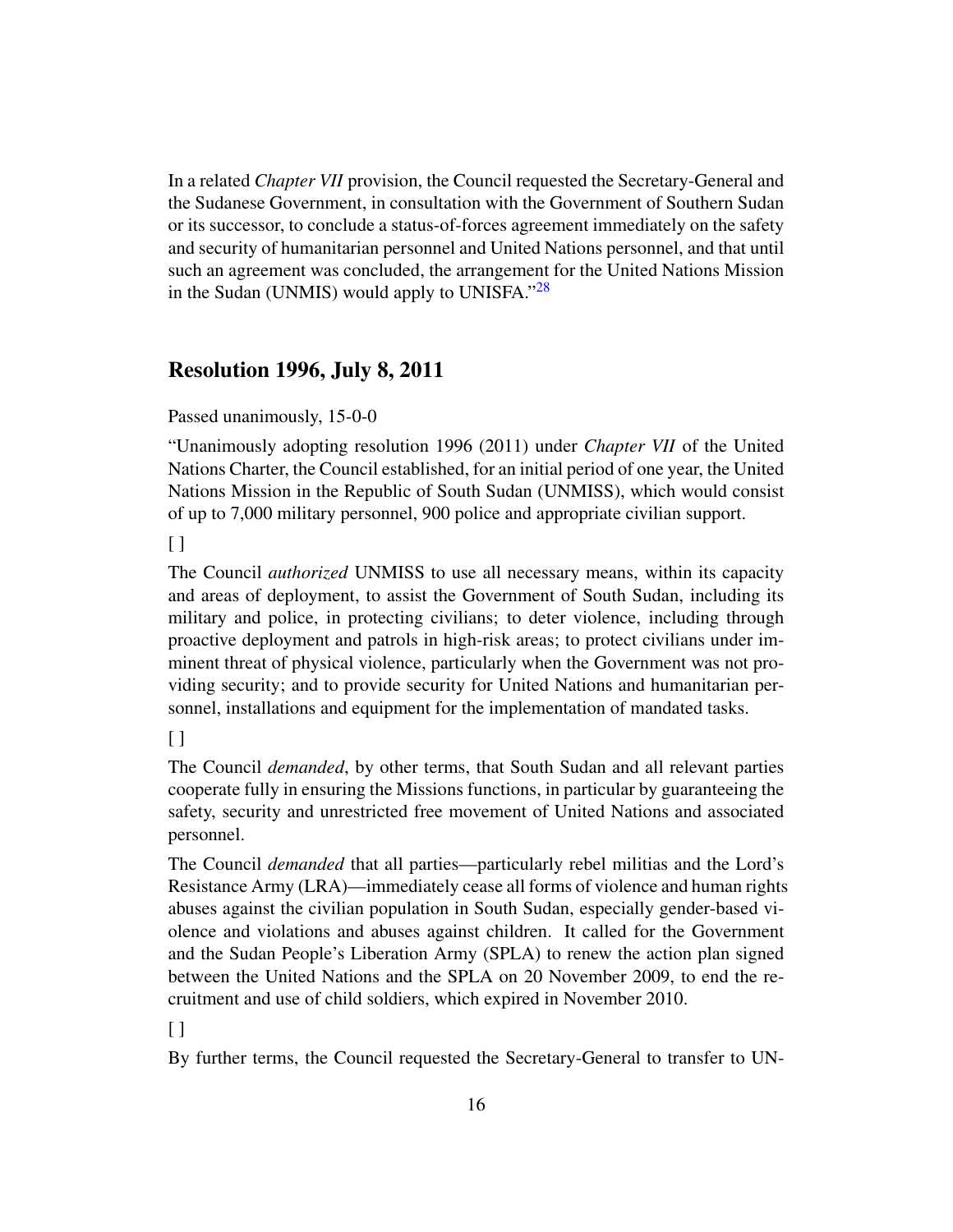In a related *Chapter VII* provision, the Council requested the Secretary-General and the Sudanese Government, in consultation with the Government of Southern Sudan or its successor, to conclude a status-of-forces agreement immediately on the safety and security of humanitarian personnel and United Nations personnel, and that until such an agreement was concluded, the arrangement for the United Nations Mission in the Sudan (UNMIS) would apply to UNISFA."[28]

## Resolution 1996, July 8, 2011

Passed unanimously, 15-0-0

"Unanimously adopting resolution 1996 (2011) under *Chapter VII* of the United Nations Charter, the Council established, for an initial period of one year, the United Nations Mission in the Republic of South Sudan (UNMISS), which would consist of up to 7,000 military personnel, 900 police and appropriate civilian support.

[ ]

The Council *authorized* UNMISS to use all necessary means, within its capacity and areas of deployment, to assist the Government of South Sudan, including its military and police, in protecting civilians; to deter violence, including through proactive deployment and patrols in high-risk areas; to protect civilians under imminent threat of physical violence, particularly when the Government was not providing security; and to provide security for United Nations and humanitarian personnel, installations and equipment for the implementation of mandated tasks.

[ ]

The Council *demanded*, by other terms, that South Sudan and all relevant parties cooperate fully in ensuring the Missions functions, in particular by guaranteeing the safety, security and unrestricted free movement of United Nations and associated personnel.

The Council *demanded* that all parties—particularly rebel militias and the Lord's Resistance Army (LRA)—immediately cease all forms of violence and human rights abuses against the civilian population in South Sudan, especially gender-based violence and violations and abuses against children. It called for the Government and the Sudan People's Liberation Army (SPLA) to renew the action plan signed between the United Nations and the SPLA on 20 November 2009, to end the recruitment and use of child soldiers, which expired in November 2010.

[ ]

By further terms, the Council requested the Secretary-General to transfer to UN-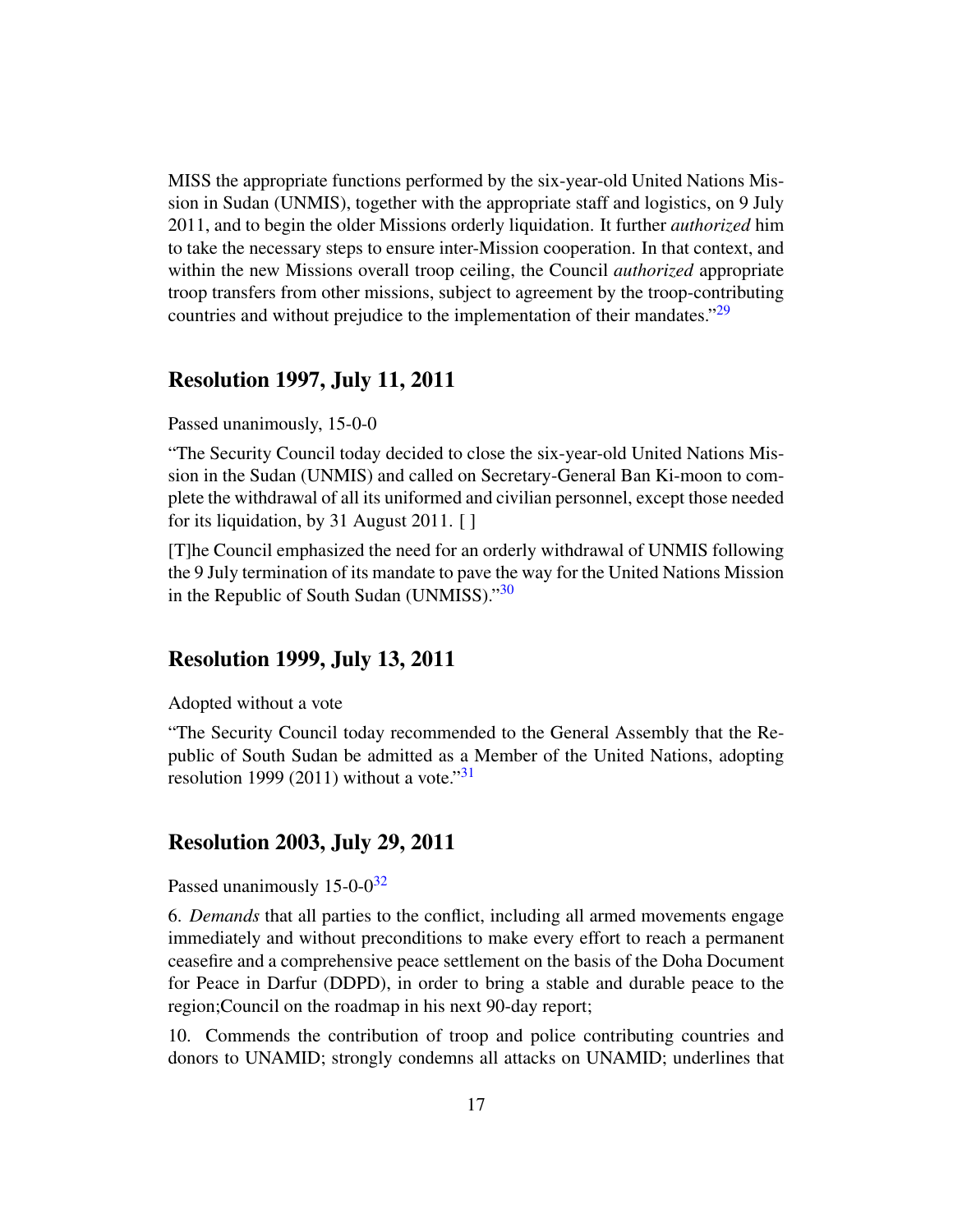MISS the appropriate functions performed by the six-year-old United Nations Mission in Sudan (UNMIS), together with the appropriate staff and logistics, on 9 July 2011, and to begin the older Missions orderly liquidation. It further *authorized* him to take the necessary steps to ensure inter-Mission cooperation. In that context, and within the new Missions overall troop ceiling, the Council *authorized* appropriate troop transfers from other missions, subject to agreement by the troop-contributing countries and without prejudice to the implementation of their mandates."[29]

## Resolution 1997, July 11, 2011

Passed unanimously, 15-0-0

"The Security Council today decided to close the six-year-old United Nations Mission in the Sudan (UNMIS) and called on Secretary-General Ban Ki-moon to complete the withdrawal of all its uniformed and civilian personnel, except those needed for its liquidation, by 31 August 2011. [ ]

[T]he Council emphasized the need for an orderly withdrawal of UNMIS following the 9 July termination of its mandate to pave the way for the United Nations Mission in the Republic of South Sudan (UNMISS)."[30]

## Resolution 1999, July 13, 2011

Adopted without a vote

"The Security Council today recommended to the General Assembly that the Republic of South Sudan be admitted as a Member of the United Nations, adopting resolution 1999 (2011) without a vote."[31]

## Resolution 2003, July 29, 2011

Passed unanimously 15-0-0[32]

6. *Demands* that all parties to the conflict, including all armed movements engage immediately and without preconditions to make every effort to reach a permanent ceasefire and a comprehensive peace settlement on the basis of the Doha Document for Peace in Darfur (DDPD), in order to bring a stable and durable peace to the region;Council on the roadmap in his next 90-day report;

10. Commends the contribution of troop and police contributing countries and donors to UNAMID; strongly condemns all attacks on UNAMID; underlines that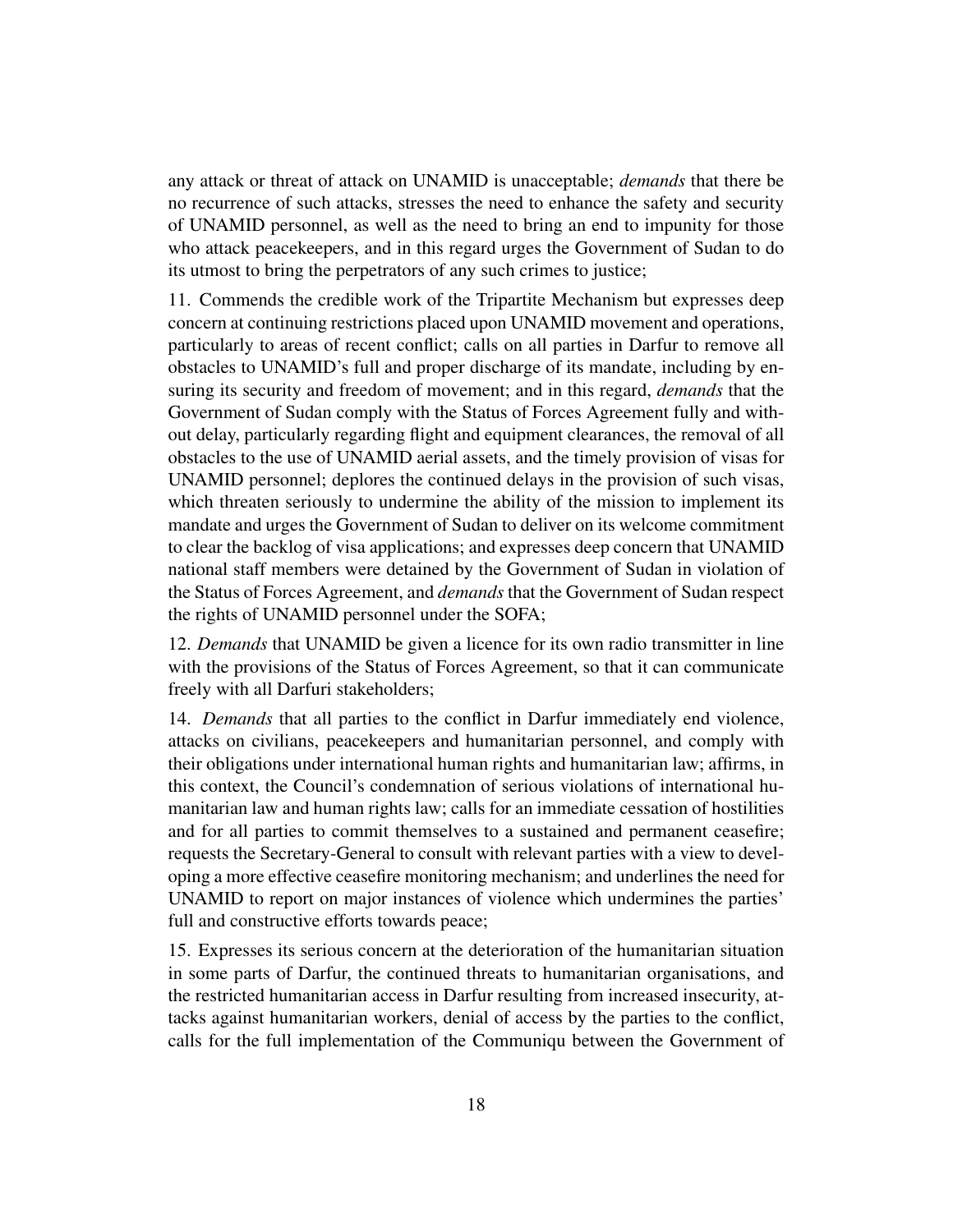any attack or threat of attack on UNAMID is unacceptable; *demands* that there be no recurrence of such attacks, stresses the need to enhance the safety and security of UNAMID personnel, as well as the need to bring an end to impunity for those who attack peacekeepers, and in this regard urges the Government of Sudan to do its utmost to bring the perpetrators of any such crimes to justice;

11. Commends the credible work of the Tripartite Mechanism but expresses deep concern at continuing restrictions placed upon UNAMID movement and operations, particularly to areas of recent conflict; calls on all parties in Darfur to remove all obstacles to UNAMID's full and proper discharge of its mandate, including by ensuring its security and freedom of movement; and in this regard, *demands* that the Government of Sudan comply with the Status of Forces Agreement fully and without delay, particularly regarding flight and equipment clearances, the removal of all obstacles to the use of UNAMID aerial assets, and the timely provision of visas for UNAMID personnel; deplores the continued delays in the provision of such visas, which threaten seriously to undermine the ability of the mission to implement its mandate and urges the Government of Sudan to deliver on its welcome commitment to clear the backlog of visa applications; and expresses deep concern that UNAMID national staff members were detained by the Government of Sudan in violation of the Status of Forces Agreement, and *demands* that the Government of Sudan respect the rights of UNAMID personnel under the SOFA;

12. *Demands* that UNAMID be given a licence for its own radio transmitter in line with the provisions of the Status of Forces Agreement, so that it can communicate freely with all Darfuri stakeholders;

14. *Demands* that all parties to the conflict in Darfur immediately end violence, attacks on civilians, peacekeepers and humanitarian personnel, and comply with their obligations under international human rights and humanitarian law; affirms, in this context, the Council's condemnation of serious violations of international humanitarian law and human rights law; calls for an immediate cessation of hostilities and for all parties to commit themselves to a sustained and permanent ceasefire; requests the Secretary-General to consult with relevant parties with a view to developing a more effective ceasefire monitoring mechanism; and underlines the need for UNAMID to report on major instances of violence which undermines the parties' full and constructive efforts towards peace;

15. Expresses its serious concern at the deterioration of the humanitarian situation in some parts of Darfur, the continued threats to humanitarian organisations, and the restricted humanitarian access in Darfur resulting from increased insecurity, attacks against humanitarian workers, denial of access by the parties to the conflict, calls for the full implementation of the Communiqu between the Government of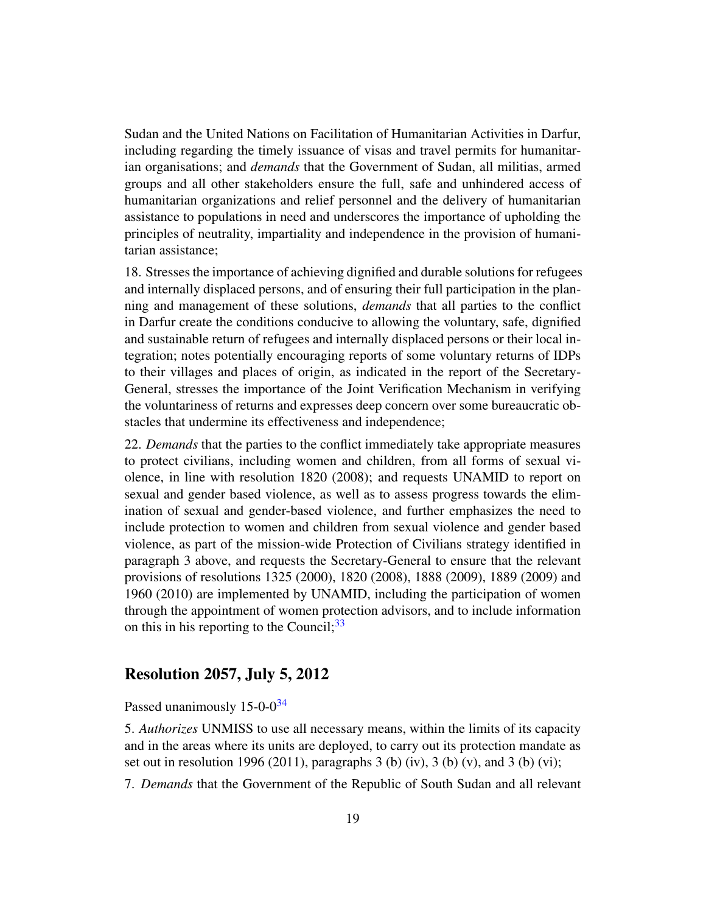Sudan and the United Nations on Facilitation of Humanitarian Activities in Darfur, including regarding the timely issuance of visas and travel permits for humanitarian organisations; and *demands* that the Government of Sudan, all militias, armed groups and all other stakeholders ensure the full, safe and unhindered access of humanitarian organizations and relief personnel and the delivery of humanitarian assistance to populations in need and underscores the importance of upholding the principles of neutrality, impartiality and independence in the provision of humanitarian assistance;

18. Stresses the importance of achieving dignified and durable solutions for refugees and internally displaced persons, and of ensuring their full participation in the planning and management of these solutions, *demands* that all parties to the conflict in Darfur create the conditions conducive to allowing the voluntary, safe, dignified and sustainable return of refugees and internally displaced persons or their local integration; notes potentially encouraging reports of some voluntary returns of IDPs to their villages and places of origin, as indicated in the report of the Secretary-General, stresses the importance of the Joint Verification Mechanism in verifying the voluntariness of returns and expresses deep concern over some bureaucratic obstacles that undermine its effectiveness and independence;

22. *Demands* that the parties to the conflict immediately take appropriate measures to protect civilians, including women and children, from all forms of sexual violence, in line with resolution 1820 (2008); and requests UNAMID to report on sexual and gender based violence, as well as to assess progress towards the elimination of sexual and gender-based violence, and further emphasizes the need to include protection to women and children from sexual violence and gender based violence, as part of the mission-wide Protection of Civilians strategy identified in paragraph 3 above, and requests the Secretary-General to ensure that the relevant provisions of resolutions 1325 (2000), 1820 (2008), 1888 (2009), 1889 (2009) and 1960 (2010) are implemented by UNAMID, including the participation of women through the appointment of women protection advisors, and to include information on this in his reporting to the Council;[33]

## Resolution 2057, July 5, 2012

Passed unanimously 15-0-0[34]

5. *Authorizes* UNMISS to use all necessary means, within the limits of its capacity and in the areas where its units are deployed, to carry out its protection mandate as set out in resolution 1996 (2011), paragraphs 3 (b) (iv), 3 (b) (v), and 3 (b) (vi);

7. *Demands* that the Government of the Republic of South Sudan and all relevant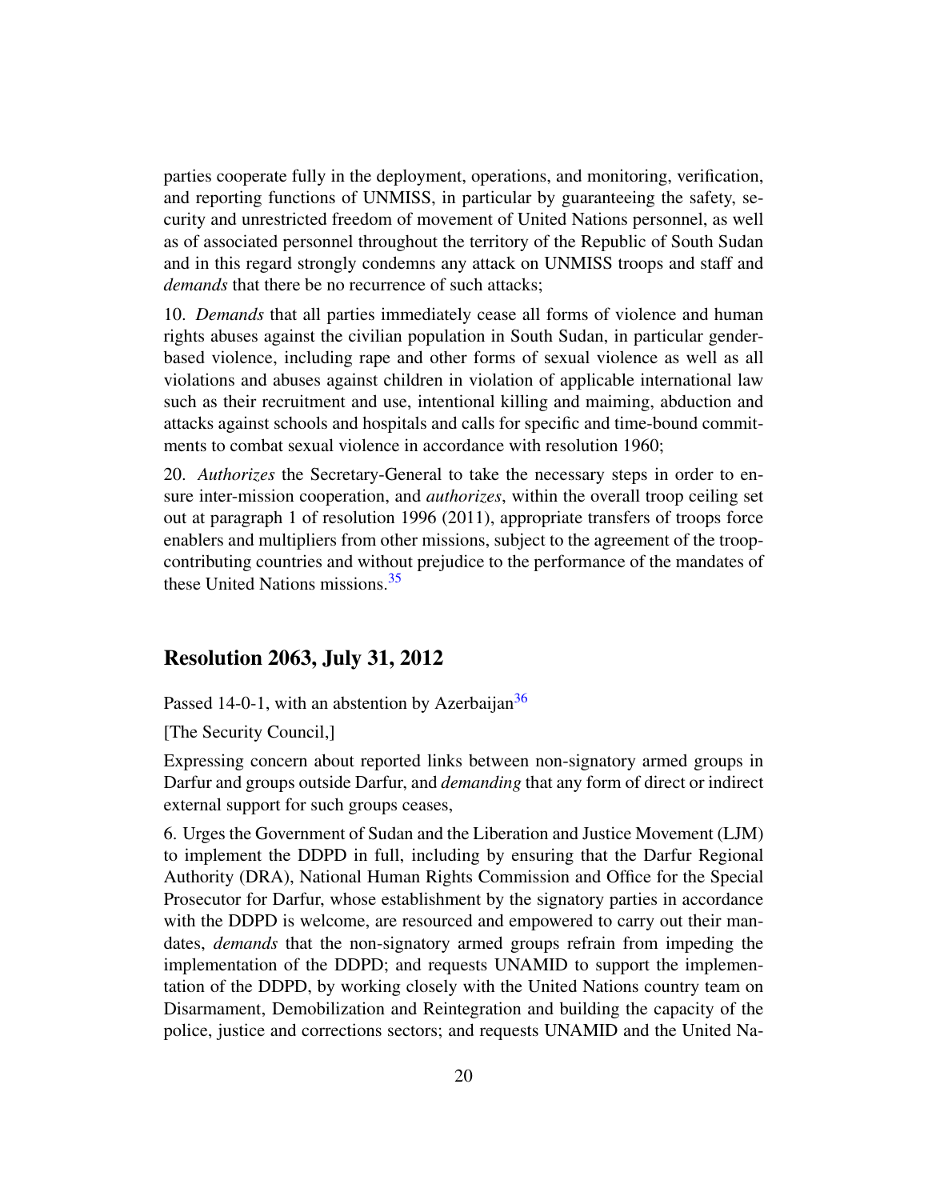parties cooperate fully in the deployment, operations, and monitoring, verification, and reporting functions of UNMISS, in particular by guaranteeing the safety, security and unrestricted freedom of movement of United Nations personnel, as well as of associated personnel throughout the territory of the Republic of South Sudan and in this regard strongly condemns any attack on UNMISS troops and staff and *demands* that there be no recurrence of such attacks;

10. *Demands* that all parties immediately cease all forms of violence and human rights abuses against the civilian population in South Sudan, in particular gender-based violence, including rape and other forms of sexual violence as well as all violations and abuses against children in violation of applicable international law such as their recruitment and use, intentional killing and maiming, abduction and attacks against schools and hospitals and calls for specific and time-bound commitments to combat sexual violence in accordance with resolution 1960;

20. *Authorizes* the Secretary-General to take the necessary steps in order to ensure inter-mission cooperation, and *authorizes*, within the overall troop ceiling set out at paragraph 1 of resolution 1996 (2011), appropriate transfers of troops force enablers and multipliers from other missions, subject to the agreement of the troop-contributing countries and without prejudice to the performance of the mandates of these United Nations missions.[35]

## Resolution 2063, July 31, 2012

Passed 14-0-1, with an abstention by Azerbaijan[36]

[The Security Council,]

Expressing concern about reported links between non-signatory armed groups in Darfur and groups outside Darfur, and *demanding* that any form of direct or indirect external support for such groups ceases,

6. Urges the Government of Sudan and the Liberation and Justice Movement (LJM) to implement the DDPD in full, including by ensuring that the Darfur Regional Authority (DRA), National Human Rights Commission and Office for the Special Prosecutor for Darfur, whose establishment by the signatory parties in accordance with the DDPD is welcome, are resourced and empowered to carry out their mandates, *demands* that the non-signatory armed groups refrain from impeding the implementation of the DDPD; and requests UNAMID to support the implementation of the DDPD, by working closely with the United Nations country team on Disarmament, Demobilization and Reintegration and building the capacity of the police, justice and corrections sectors; and requests UNAMID and the United Na-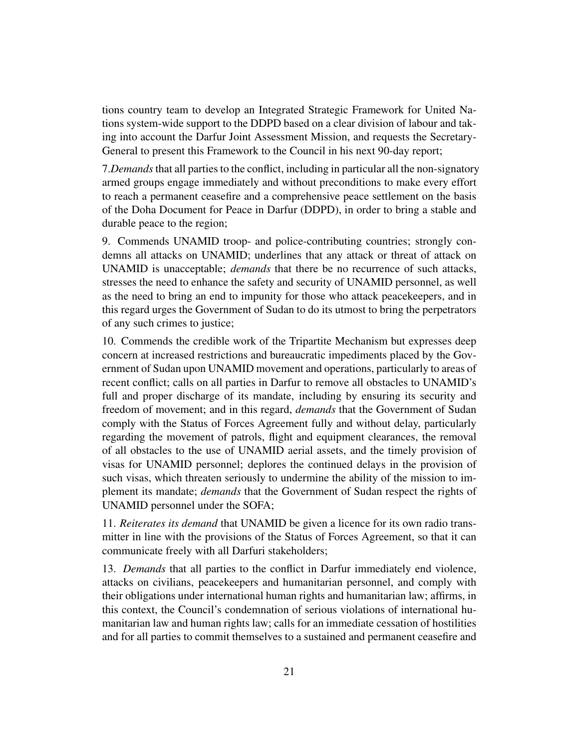tions country team to develop an Integrated Strategic Framework for United Nations system-wide support to the DDPD based on a clear division of labour and taking into account the Darfur Joint Assessment Mission, and requests the Secretary-General to present this Framework to the Council in his next 90-day report;

7.*Demands* that all parties to the conflict, including in particular all the non-signatory armed groups engage immediately and without preconditions to make every effort to reach a permanent ceasefire and a comprehensive peace settlement on the basis of the Doha Document for Peace in Darfur (DDPD), in order to bring a stable and durable peace to the region;

9. Commends UNAMID troop- and police-contributing countries; strongly condemns all attacks on UNAMID; underlines that any attack or threat of attack on UNAMID is unacceptable; *demands* that there be no recurrence of such attacks, stresses the need to enhance the safety and security of UNAMID personnel, as well as the need to bring an end to impunity for those who attack peacekeepers, and in this regard urges the Government of Sudan to do its utmost to bring the perpetrators of any such crimes to justice;

10. Commends the credible work of the Tripartite Mechanism but expresses deep concern at increased restrictions and bureaucratic impediments placed by the Government of Sudan upon UNAMID movement and operations, particularly to areas of recent conflict; calls on all parties in Darfur to remove all obstacles to UNAMID's full and proper discharge of its mandate, including by ensuring its security and freedom of movement; and in this regard, *demands* that the Government of Sudan comply with the Status of Forces Agreement fully and without delay, particularly regarding the movement of patrols, flight and equipment clearances, the removal of all obstacles to the use of UNAMID aerial assets, and the timely provision of visas for UNAMID personnel; deplores the continued delays in the provision of such visas, which threaten seriously to undermine the ability of the mission to implement its mandate; *demands* that the Government of Sudan respect the rights of UNAMID personnel under the SOFA;

11. *Reiterates its demand* that UNAMID be given a licence for its own radio transmitter in line with the provisions of the Status of Forces Agreement, so that it can communicate freely with all Darfuri stakeholders;

13. *Demands* that all parties to the conflict in Darfur immediately end violence, attacks on civilians, peacekeepers and humanitarian personnel, and comply with their obligations under international human rights and humanitarian law; affirms, in this context, the Council's condemnation of serious violations of international humanitarian law and human rights law; calls for an immediate cessation of hostilities and for all parties to commit themselves to a sustained and permanent ceasefire and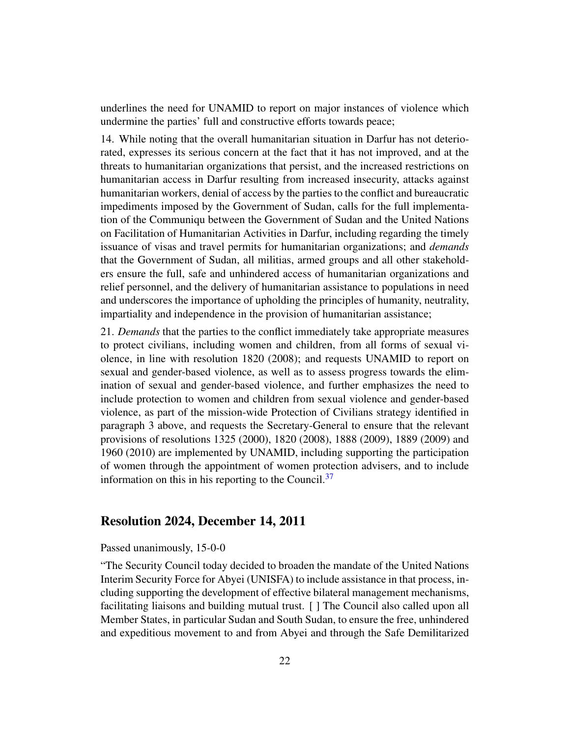underlines the need for UNAMID to report on major instances of violence which undermine the parties' full and constructive efforts towards peace;

14. While noting that the overall humanitarian situation in Darfur has not deteriorated, expresses its serious concern at the fact that it has not improved, and at the threats to humanitarian organizations that persist, and the increased restrictions on humanitarian access in Darfur resulting from increased insecurity, attacks against humanitarian workers, denial of access by the parties to the conflict and bureaucratic impediments imposed by the Government of Sudan, calls for the full implementation of the Communiqu between the Government of Sudan and the United Nations on Facilitation of Humanitarian Activities in Darfur, including regarding the timely issuance of visas and travel permits for humanitarian organizations; and *demands* that the Government of Sudan, all militias, armed groups and all other stakeholders ensure the full, safe and unhindered access of humanitarian organizations and relief personnel, and the delivery of humanitarian assistance to populations in need and underscores the importance of upholding the principles of humanity, neutrality, impartiality and independence in the provision of humanitarian assistance;

21. *Demands* that the parties to the conflict immediately take appropriate measures to protect civilians, including women and children, from all forms of sexual violence, in line with resolution 1820 (2008); and requests UNAMID to report on sexual and gender-based violence, as well as to assess progress towards the elimination of sexual and gender-based violence, and further emphasizes the need to include protection to women and children from sexual violence and gender-based violence, as part of the mission-wide Protection of Civilians strategy identified in paragraph 3 above, and requests the Secretary-General to ensure that the relevant provisions of resolutions 1325 (2000), 1820 (2008), 1888 (2009), 1889 (2009) and 1960 (2010) are implemented by UNAMID, including supporting the participation of women through the appointment of women protection advisers, and to include information on this in his reporting to the Council.[37]

## Resolution 2024, December 14, 2011

Passed unanimously, 15-0-0

"The Security Council today decided to broaden the mandate of the United Nations Interim Security Force for Abyei (UNISFA) to include assistance in that process, including supporting the development of effective bilateral management mechanisms, facilitating liaisons and building mutual trust. [ ] The Council also called upon all Member States, in particular Sudan and South Sudan, to ensure the free, unhindered and expeditious movement to and from Abyei and through the Safe Demilitarized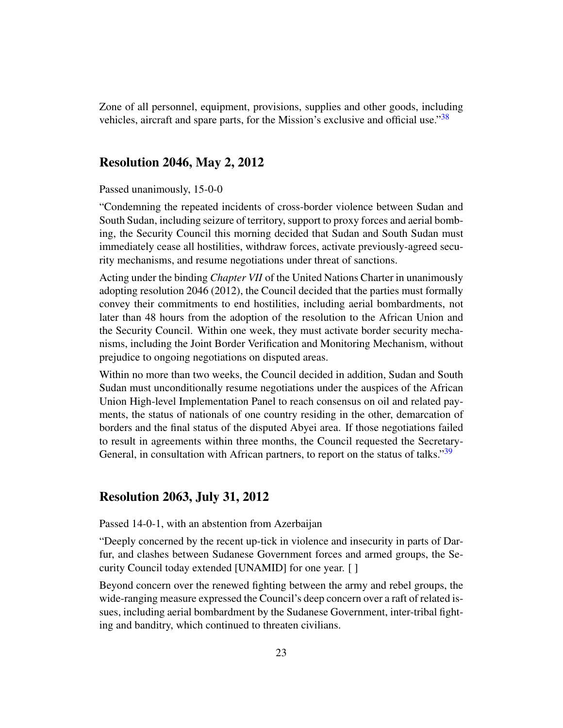Zone of all personnel, equipment, provisions, supplies and other goods, including vehicles, aircraft and spare parts, for the Mission's exclusive and official use."[38]

## Resolution 2046, May 2, 2012

Passed unanimously, 15-0-0

"Condemning the repeated incidents of cross-border violence between Sudan and South Sudan, including seizure of territory, support to proxy forces and aerial bombing, the Security Council this morning decided that Sudan and South Sudan must immediately cease all hostilities, withdraw forces, activate previously-agreed security mechanisms, and resume negotiations under threat of sanctions.

Acting under the binding *Chapter VII* of the United Nations Charter in unanimously adopting resolution 2046 (2012), the Council decided that the parties must formally convey their commitments to end hostilities, including aerial bombardments, not later than 48 hours from the adoption of the resolution to the African Union and the Security Council. Within one week, they must activate border security mechanisms, including the Joint Border Verification and Monitoring Mechanism, without prejudice to ongoing negotiations on disputed areas.

Within no more than two weeks, the Council decided in addition, Sudan and South Sudan must unconditionally resume negotiations under the auspices of the African Union High-level Implementation Panel to reach consensus on oil and related payments, the status of nationals of one country residing in the other, demarcation of borders and the final status of the disputed Abyei area. If those negotiations failed to result in agreements within three months, the Council requested the Secretary-General, in consultation with African partners, to report on the status of talks."[39]

## Resolution 2063, July 31, 2012

Passed 14-0-1, with an abstention from Azerbaijan

"Deeply concerned by the recent up-tick in violence and insecurity in parts of Darfur, and clashes between Sudanese Government forces and armed groups, the Security Council today extended [UNAMID] for one year. [ ]

Beyond concern over the renewed fighting between the army and rebel groups, the wide-ranging measure expressed the Council's deep concern over a raft of related issues, including aerial bombardment by the Sudanese Government, inter-tribal fighting and banditry, which continued to threaten civilians.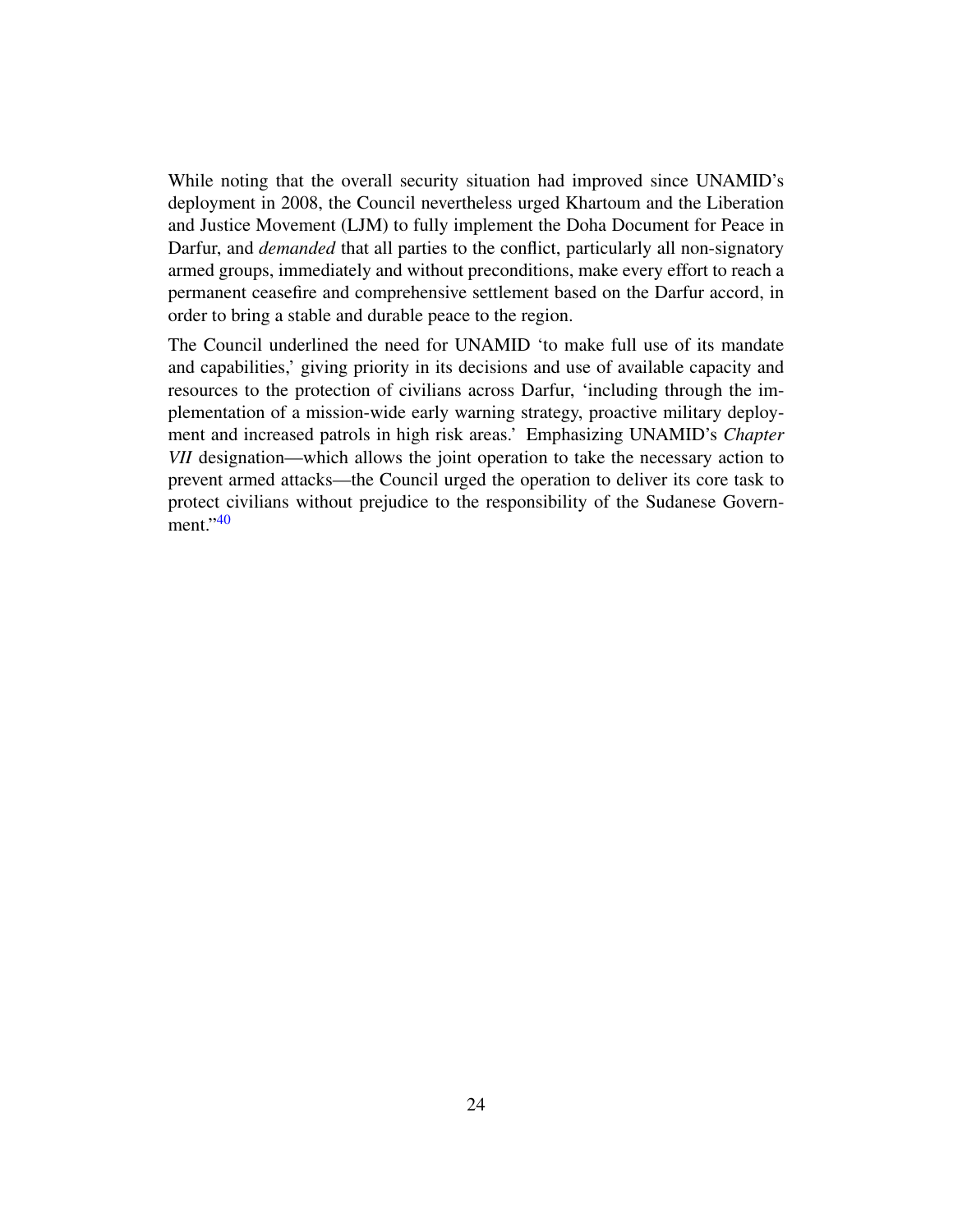While noting that the overall security situation had improved since UNAMID's deployment in 2008, the Council nevertheless urged Khartoum and the Liberation and Justice Movement (LJM) to fully implement the Doha Document for Peace in Darfur, and *demanded* that all parties to the conflict, particularly all non-signatory armed groups, immediately and without preconditions, make every effort to reach a permanent ceasefire and comprehensive settlement based on the Darfur accord, in order to bring a stable and durable peace to the region.

The Council underlined the need for UNAMID 'to make full use of its mandate and capabilities,' giving priority in its decisions and use of available capacity and resources to the protection of civilians across Darfur, 'including through the implementation of a mission-wide early warning strategy, proactive military deployment and increased patrols in high risk areas.' Emphasizing UNAMID's *Chapter VII* designation—which allows the joint operation to take the necessary action to prevent armed attacks—the Council urged the operation to deliver its core task to protect civilians without prejudice to the responsibility of the Sudanese Government."[40]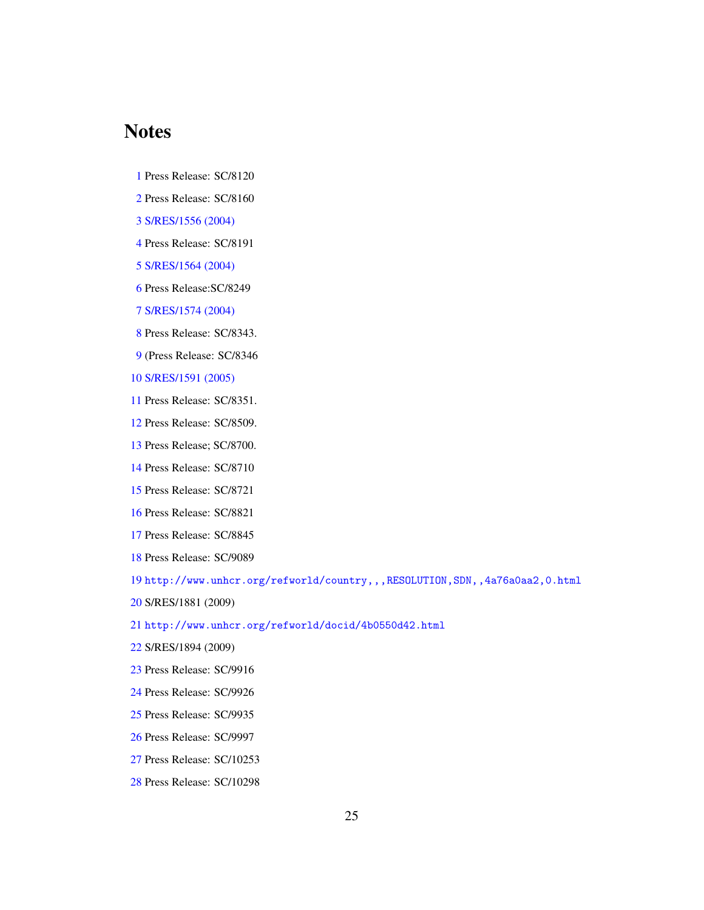# Notes

1 Press Release: SC/8120

2 Press Release: SC/8160

3 S/RES/1556 (2004)

4 Press Release: SC/8191

5 S/RES/1564 (2004)

6 Press Release:SC/8249

7 S/RES/1574 (2004)

8 Press Release: SC/8343.

9 (Press Release: SC/8346

10 S/RES/1591 (2005)

11 Press Release: SC/8351.

12 Press Release: SC/8509.

13 Press Release; SC/8700.

14 Press Release: SC/8710

15 Press Release: SC/8721

16 Press Release: SC/8821

17 Press Release: SC/8845

18 Press Release: SC/9089

19 http://www.unhcr.org/refworld/country,,,RESOLUTION,SDN,,4a76a0aa2,0.html

20 S/RES/1881 (2009)

21 http://www.unhcr.org/refworld/docid/4b0550d42.html

22 S/RES/1894 (2009)

23 Press Release: SC/9916

24 Press Release: SC/9926

25 Press Release: SC/9935

26 Press Release: SC/9997

27 Press Release: SC/10253

28 Press Release: SC/10298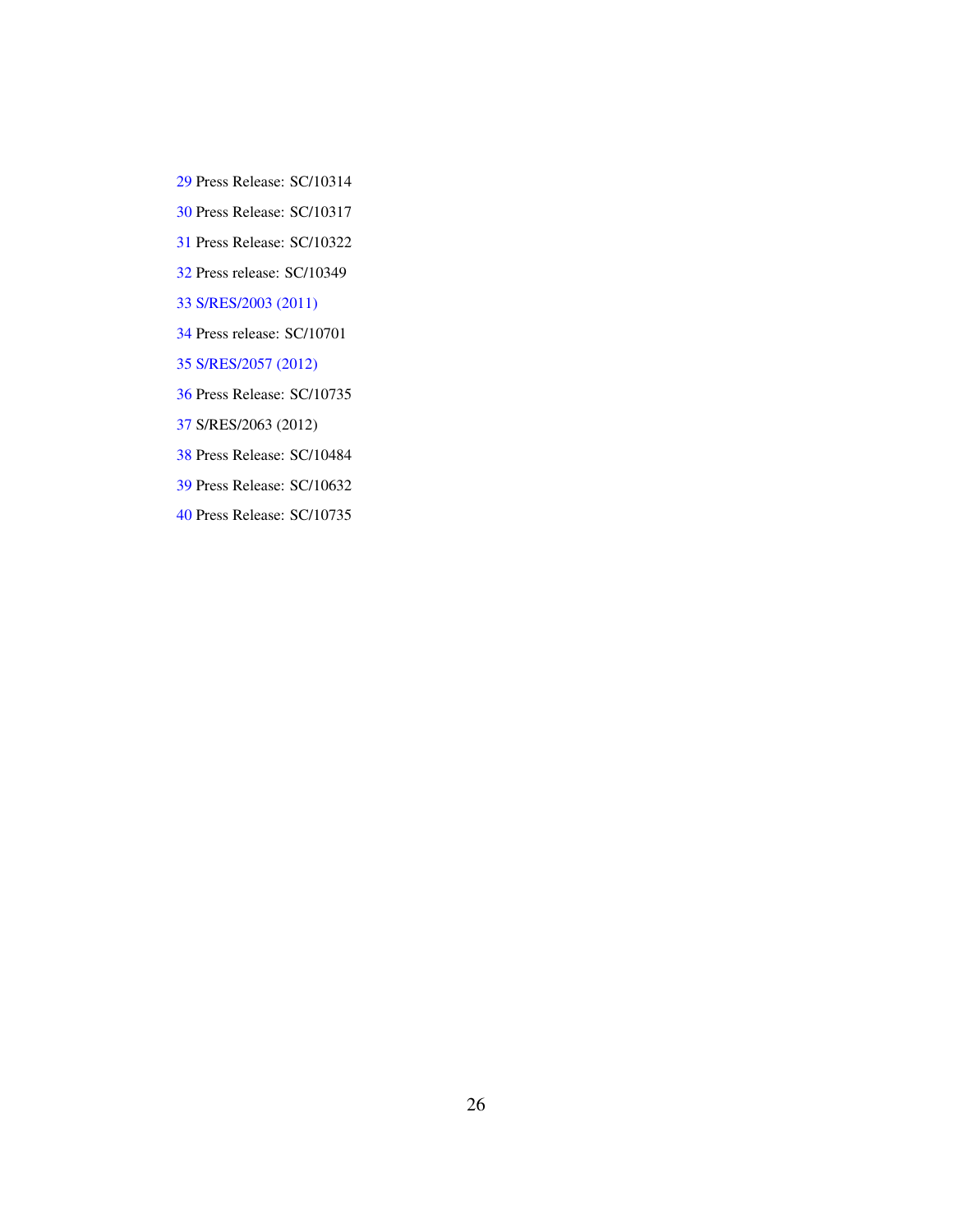29 Press Release: SC/10314

30 Press Release: SC/10317

31 Press Release: SC/10322

32 Press release: SC/10349

33 S/RES/2003 (2011)

34 Press release: SC/10701

35 S/RES/2057 (2012)

36 Press Release: SC/10735

37 S/RES/2063 (2012)

38 Press Release: SC/10484

39 Press Release: SC/10632

40 Press Release: SC/10735